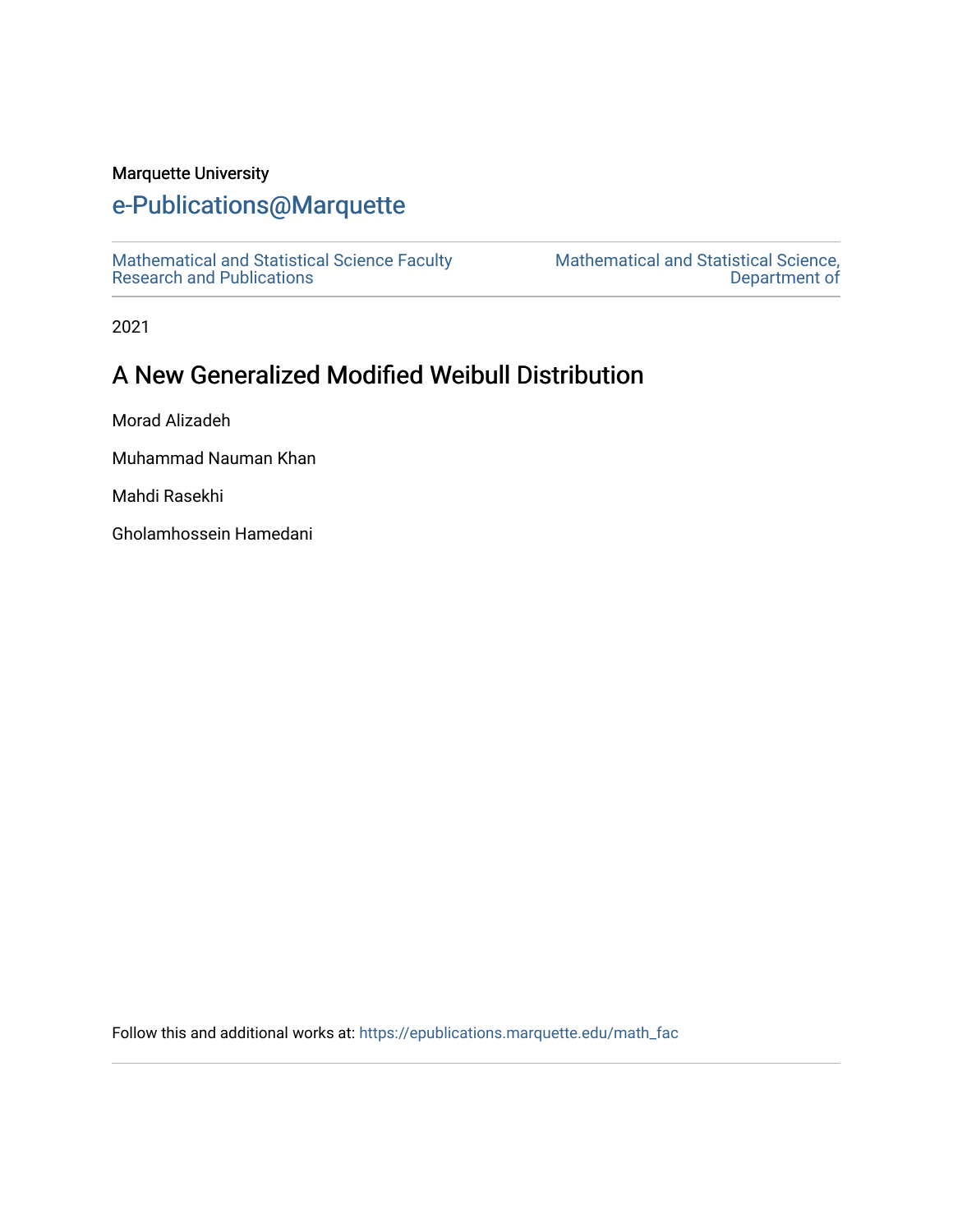Marquette University

e-Publications@Marquette

Mathematical and Statistical Science Faculty Research and Publications

Mathematical and Statistical Science, Department of

2021

# A New Generalized Modified Weibull Distribution

Morad Alizadeh

Muhammad Nauman Khan

Mahdi Rasekhi

Gholamhossein Hamedani

Follow this and additional works at: https://epublications.marquette.edu/math_fac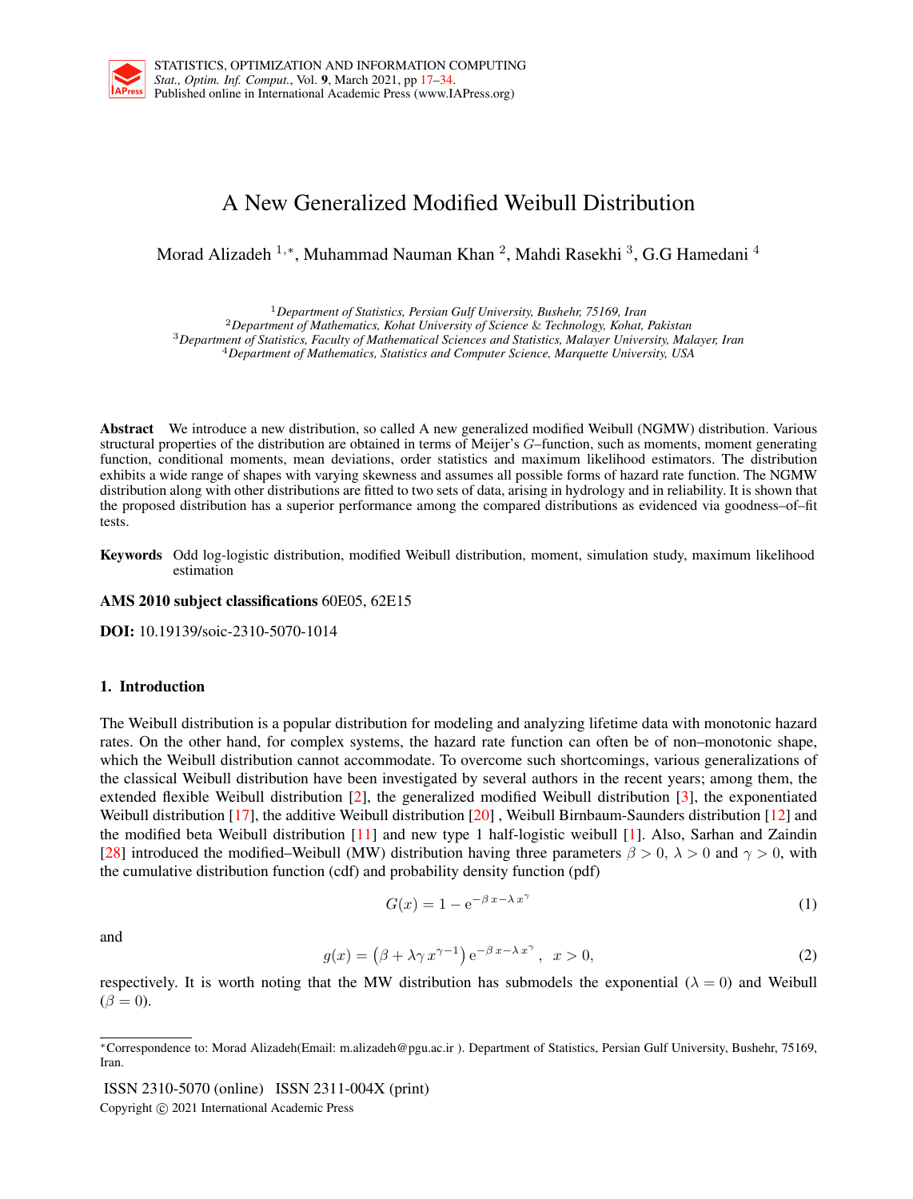# A New Generalized Modified Weibull Distribution

Morad Alizadeh [1,*], Muhammad Nauman Khan [2], Mahdi Rasekhi [3], G.G Hamedani [4]

[1] *Department of Statistics, Persian Gulf University, Bushehr, 75169, Iran*
[2] *Department of Mathematics, Kohat University of Science & Technology, Kohat, Pakistan*
[3] *Department of Statistics, Faculty of Mathematical Sciences and Statistics, Malayer University, Malayer, Iran*
[4] *Department of Mathematics, Statistics and Computer Science, Marquette University, USA*

**Abstract** We introduce a new distribution, so called A new generalized modified Weibull (NGMW) distribution. Various structural properties of the distribution are obtained in terms of Meijer's $G$–function, such as moments, moment generating function, conditional moments, mean deviations, order statistics and maximum likelihood estimators. The distribution exhibits a wide range of shapes with varying skewness and assumes all possible forms of hazard rate function. The NGMW distribution along with other distributions are fitted to two sets of data, arising in hydrology and in reliability. It is shown that the proposed distribution has a superior performance among the compared distributions as evidenced via goodness–of–fit tests.

**Keywords** Odd log-logistic distribution, modified Weibull distribution, moment, simulation study, maximum likelihood estimation

**AMS 2010 subject classifications** 60E05, 62E15

**DOI:** 10.19139/soic-2310-5070-1014

## 1. Introduction

The Weibull distribution is a popular distribution for modeling and analyzing lifetime data with monotonic hazard rates. On the other hand, for complex systems, the hazard rate function can often be of non–monotonic shape, which the Weibull distribution cannot accommodate. To overcome such shortcomings, various generalizations of the classical Weibull distribution have been investigated by several authors in the recent years; among them, the extended flexible Weibull distribution [2], the generalized modified Weibull distribution [3], the exponentiated Weibull distribution [17], the additive Weibull distribution [20] , Weibull Birnbaum-Saunders distribution [12] and the modified beta Weibull distribution [11] and new type 1 half-logistic weibull [1]. Also, Sarhan and Zaindin [28] introduced the modified–Weibull (MW) distribution having three parameters $\beta > 0$, $\lambda > 0$ and $\gamma > 0$, with the cumulative distribution function (cdf) and probability density function (pdf)

$$G(x) = 1 - \mathrm{e}^{-\beta\, x - \lambda\, x^{\gamma}} \tag{1}$$

and

$$g(x) = \left(\beta + \lambda\gamma\, x^{\gamma-1}\right) \mathrm{e}^{-\beta\, x - \lambda\, x^{\gamma}}, \;\; x > 0, \tag{2}$$

respectively. It is worth noting that the MW distribution has submodels the exponential ($\lambda = 0$) and Weibull ($\beta = 0$).

---

*Correspondence to: Morad Alizadeh(Email: m.alizadeh@pgu.ac.ir ). Department of Statistics, Persian Gulf University, Bushehr, 75169, Iran.

ISSN 2310-5070 (online) ISSN 2311-004X (print)
Copyright © 2021 International Academic Press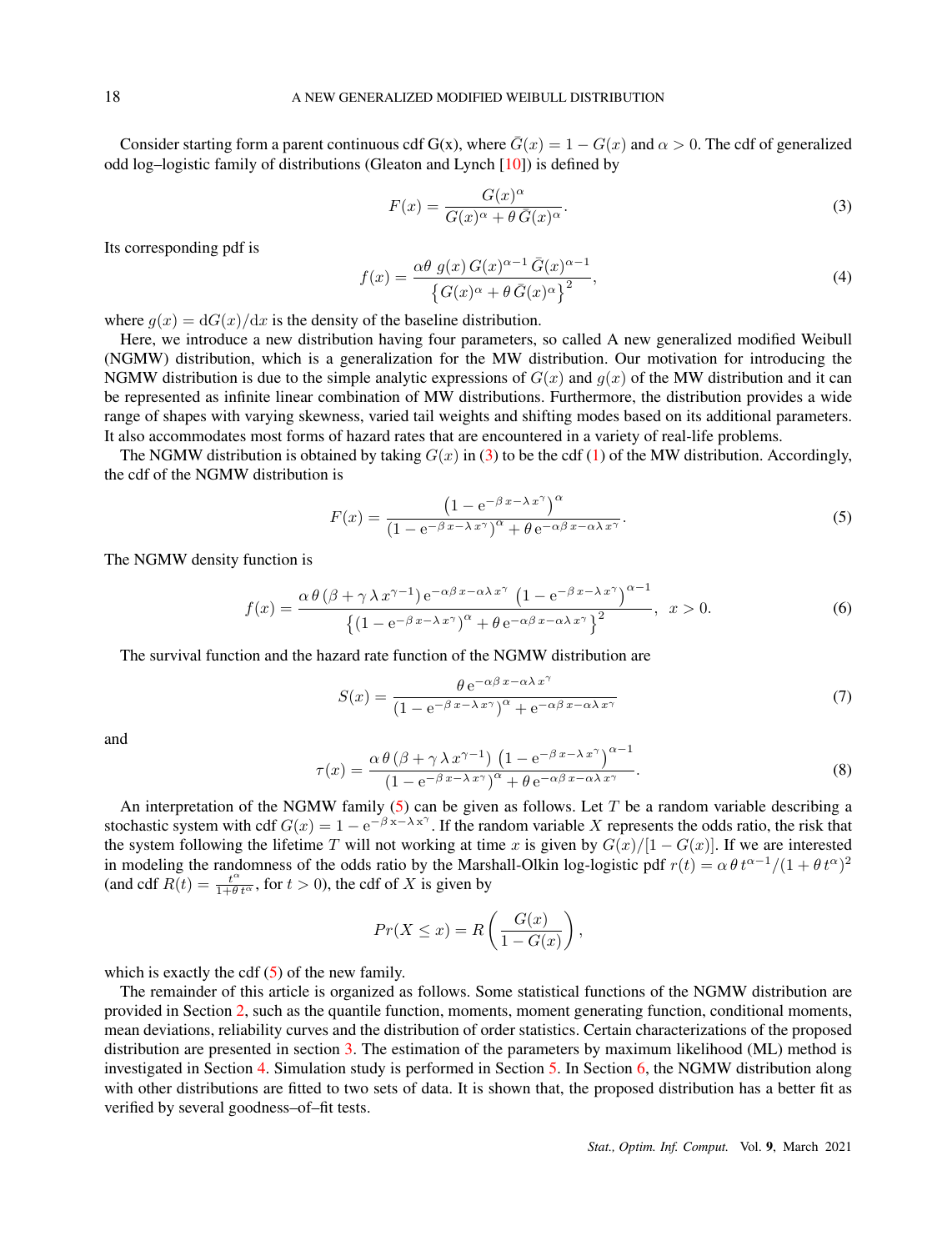Consider starting form a parent continuous cdf G(x), where $\bar{G}(x) = 1 - G(x)$ and $\alpha > 0$. The cdf of generalized odd log–logistic family of distributions (Gleaton and Lynch [10]) is defined by

$$F(x) = \frac{G(x)^{\alpha}}{G(x)^{\alpha} + \theta\,\bar{G}(x)^{\alpha}}. \tag{3}$$

Its corresponding pdf is

$$f(x) = \frac{\alpha\theta\;g(x)\,G(x)^{\alpha-1}\,\bar{G}(x)^{\alpha-1}}{\left\{G(x)^{\alpha} + \theta\,\bar{G}(x)^{\alpha}\right\}^{2}}, \tag{4}$$

where $g(x) = \mathrm{d}G(x)/\mathrm{d}x$ is the density of the baseline distribution.

Here, we introduce a new distribution having four parameters, so called A new generalized modified Weibull (NGMW) distribution, which is a generalization for the MW distribution. Our motivation for introducing the NGMW distribution is due to the simple analytic expressions of $G(x)$ and $g(x)$ of the MW distribution and it can be represented as infinite linear combination of MW distributions. Furthermore, the distribution provides a wide range of shapes with varying skewness, varied tail weights and shifting modes based on its additional parameters. It also accommodates most forms of hazard rates that are encountered in a variety of real-life problems.

The NGMW distribution is obtained by taking $G(x)$ in (3) to be the cdf (1) of the MW distribution. Accordingly, the cdf of the NGMW distribution is

$$F(x) = \frac{\left(1 - \mathrm{e}^{-\beta\,x - \lambda\,x^{\gamma}}\right)^{\alpha}}{\left(1 - \mathrm{e}^{-\beta\,x - \lambda\,x^{\gamma}}\right)^{\alpha} + \theta\,\mathrm{e}^{-\alpha\beta\,x - \alpha\lambda\,x^{\gamma}}}. \tag{5}$$

The NGMW density function is

$$f(x) = \frac{\alpha\,\theta\,(\beta + \gamma\,\lambda\,x^{\gamma-1})\,\mathrm{e}^{-\alpha\beta\,x - \alpha\lambda\,x^{\gamma}}\,\left(1 - \mathrm{e}^{-\beta\,x - \lambda\,x^{\gamma}}\right)^{\alpha-1}}{\left\{\left(1 - \mathrm{e}^{-\beta\,x - \lambda\,x^{\gamma}}\right)^{\alpha} + \theta\,\mathrm{e}^{-\alpha\beta\,x - \alpha\lambda\,x^{\gamma}}\right\}^{2}}, \quad x > 0. \tag{6}$$

The survival function and the hazard rate function of the NGMW distribution are

$$S(x) = \frac{\theta\,\mathrm{e}^{-\alpha\beta\,x - \alpha\lambda\,x^{\gamma}}}{\left(1 - \mathrm{e}^{-\beta\,x - \lambda\,x^{\gamma}}\right)^{\alpha} + \mathrm{e}^{-\alpha\beta\,x - \alpha\lambda\,x^{\gamma}}} \tag{7}$$

and

$$\tau(x) = \frac{\alpha\,\theta\,(\beta + \gamma\,\lambda\,x^{\gamma-1})\,\left(1 - \mathrm{e}^{-\beta\,x - \lambda\,x^{\gamma}}\right)^{\alpha-1}}{\left(1 - \mathrm{e}^{-\beta\,x - \lambda\,x^{\gamma}}\right)^{\alpha} + \theta\,\mathrm{e}^{-\alpha\beta\,x - \alpha\lambda\,x^{\gamma}}}. \tag{8}$$

An interpretation of the NGMW family (5) can be given as follows. Let $T$ be a random variable describing a stochastic system with cdf $G(x) = 1 - \mathrm{e}^{-\beta\,x - \lambda\,x^{\gamma}}$. If the random variable $X$ represents the odds ratio, the risk that the system following the lifetime $T$ will not working at time $x$ is given by $G(x)/[1 - G(x)]$. If we are interested in modeling the randomness of the odds ratio by the Marshall-Olkin log-logistic pdf $r(t) = \alpha\,\theta\,t^{\alpha-1}/(1 + \theta\,t^{\alpha})^{2}$ (and cdf $R(t) = \frac{t^{\alpha}}{1+\theta\,t^{\alpha}}$, for $t > 0$), the cdf of $X$ is given by

$$Pr(X \leq x) = R\left(\frac{G(x)}{1 - G(x)}\right),$$

which is exactly the cdf (5) of the new family.

The remainder of this article is organized as follows. Some statistical functions of the NGMW distribution are provided in Section 2, such as the quantile function, moments, moment generating function, conditional moments, mean deviations, reliability curves and the distribution of order statistics. Certain characterizations of the proposed distribution are presented in section 3. The estimation of the parameters by maximum likelihood (ML) method is investigated in Section 4. Simulation study is performed in Section 5. In Section 6, the NGMW distribution along with other distributions are fitted to two sets of data. It is shown that, the proposed distribution has a better fit as verified by several goodness–of–fit tests.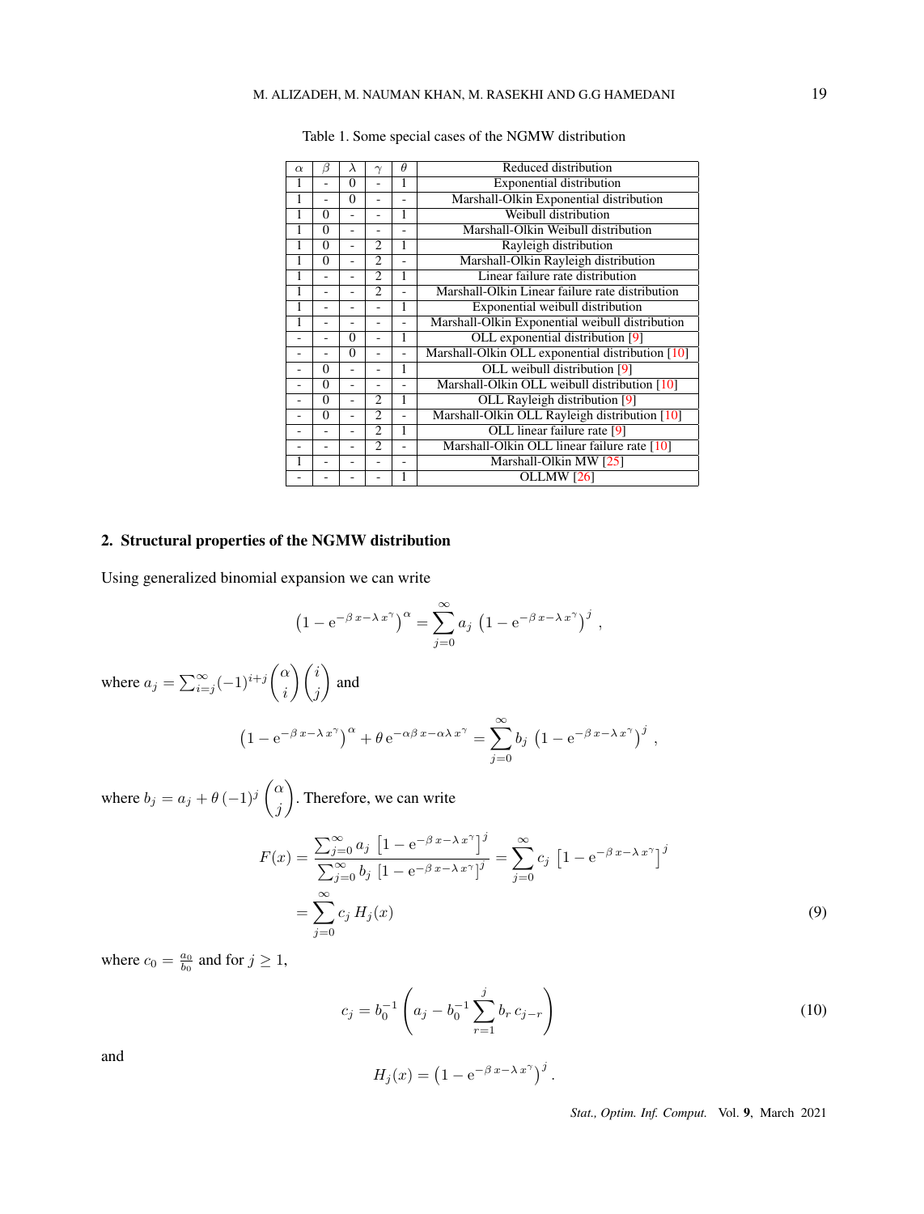Table 1. Some special cases of the NGMW distribution

| $\alpha$ | $\beta$ | $\lambda$ | $\gamma$ | $\theta$ | Reduced distribution |
|---|---|---|---|---|---|
| 1 | - | 0 | - | 1 | Exponential distribution |
| 1 | - | 0 | - | - | Marshall-Olkin Exponential distribution |
| 1 | 0 | - | - | 1 | Weibull distribution |
| 1 | 0 | - | - | - | Marshall-Olkin Weibull distribution |
| 1 | 0 | - | 2 | 1 | Rayleigh distribution |
| 1 | 0 | - | 2 | - | Marshall-Olkin Rayleigh distribution |
| 1 | - | - | 2 | 1 | Linear failure rate distribution |
| 1 | - | - | 2 | - | Marshall-Olkin Linear failure rate distribution |
| 1 | - | - | - | 1 | Exponential weibull distribution |
| 1 | - | - | - | - | Marshall-Olkin Exponential weibull distribution |
| - | - | 0 | - | 1 | OLL exponential distribution [9] |
| - | - | 0 | - | - | Marshall-Olkin OLL exponential distribution [10] |
| - | 0 | - | - | 1 | OLL weibull distribution [9] |
| - | 0 | - | - | - | Marshall-Olkin OLL weibull distribution [10] |
| - | 0 | - | 2 | 1 | OLL Rayleigh distribution [9] |
| - | 0 | - | 2 | - | Marshall-Olkin OLL Rayleigh distribution [10] |
| - | - | - | 2 | 1 | OLL linear failure rate [9] |
| - | - | - | 2 | - | Marshall-Olkin OLL linear failure rate [10] |
| 1 | - | - | - | - | Marshall-Olkin MW [25] |
| - | - | - | - | 1 | OLLMW [26] |

## 2. Structural properties of the NGMW distribution

Using generalized binomial expansion we can write

$$\left(1-\mathrm{e}^{-\beta\,x-\lambda\,x^{\gamma}}\right)^{\alpha}=\sum_{j=0}^{\infty}a_j\,\left(1-\mathrm{e}^{-\beta\,x-\lambda\,x^{\gamma}}\right)^{j}\,,$$

where $a_j=\sum_{i=j}^{\infty}(-1)^{i+j}\binom{\alpha}{i}\binom{i}{j}$ and

$$\left(1-\mathrm{e}^{-\beta\,x-\lambda\,x^{\gamma}}\right)^{\alpha}+\theta\,\mathrm{e}^{-\alpha\beta\,x-\alpha\lambda\,x^{\gamma}}=\sum_{j=0}^{\infty}b_j\,\left(1-\mathrm{e}^{-\beta\,x-\lambda\,x^{\gamma}}\right)^{j}\,,$$

where $b_j=a_j+\theta\,(-1)^j\binom{\alpha}{j}$. Therefore, we can write

$$\begin{aligned}F(x)&=\frac{\sum_{j=0}^{\infty}a_j\,\left[1-\mathrm{e}^{-\beta\,x-\lambda\,x^{\gamma}}\right]^{j}}{\sum_{j=0}^{\infty}b_j\,\left[1-\mathrm{e}^{-\beta\,x-\lambda\,x^{\gamma}}\right]^{j}}=\sum_{j=0}^{\infty}c_j\,\left[1-\mathrm{e}^{-\beta\,x-\lambda\,x^{\gamma}}\right]^{j}\\&=\sum_{j=0}^{\infty}c_j\,H_j(x)\end{aligned}\tag{9}$$

where $c_0=\frac{a_0}{b_0}$ and for $j\geq 1$,

$$c_j=b_0^{-1}\left(a_j-b_0^{-1}\sum_{r=1}^{j}b_r\,c_{j-r}\right)\tag{10}$$

and

$$H_j(x)=\left(1-\mathrm{e}^{-\beta\,x-\lambda\,x^{\gamma}}\right)^{j}.$$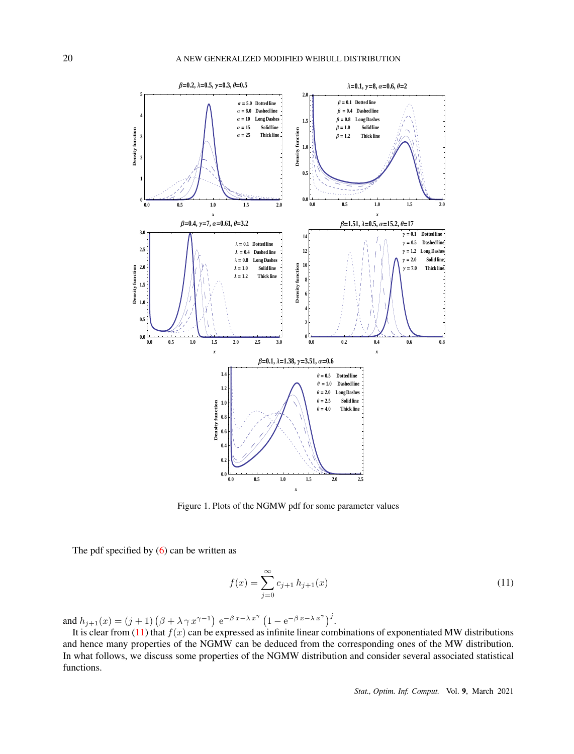Figure 1. Plots of the NGMW pdf for some parameter values

The pdf specified by (6) can be written as

$$f(x) = \sum_{j=0}^{\infty} c_{j+1}\, h_{j+1}(x) \tag{11}$$

and $h_{j+1}(x) = (j+1)\left(\beta + \lambda\,\gamma\,x^{\gamma-1}\right)\,\mathrm{e}^{-\beta\,x-\lambda\,x^{\gamma}}\left(1-\mathrm{e}^{-\beta\,x-\lambda\,x^{\gamma}}\right)^{j}$.

It is clear from (11) that $f(x)$ can be expressed as infinite linear combinations of exponentiated MW distributions and hence many properties of the NGMW can be deduced from the corresponding ones of the MW distribution. In what follows, we discuss some properties of the NGMW distribution and consider several associated statistical functions.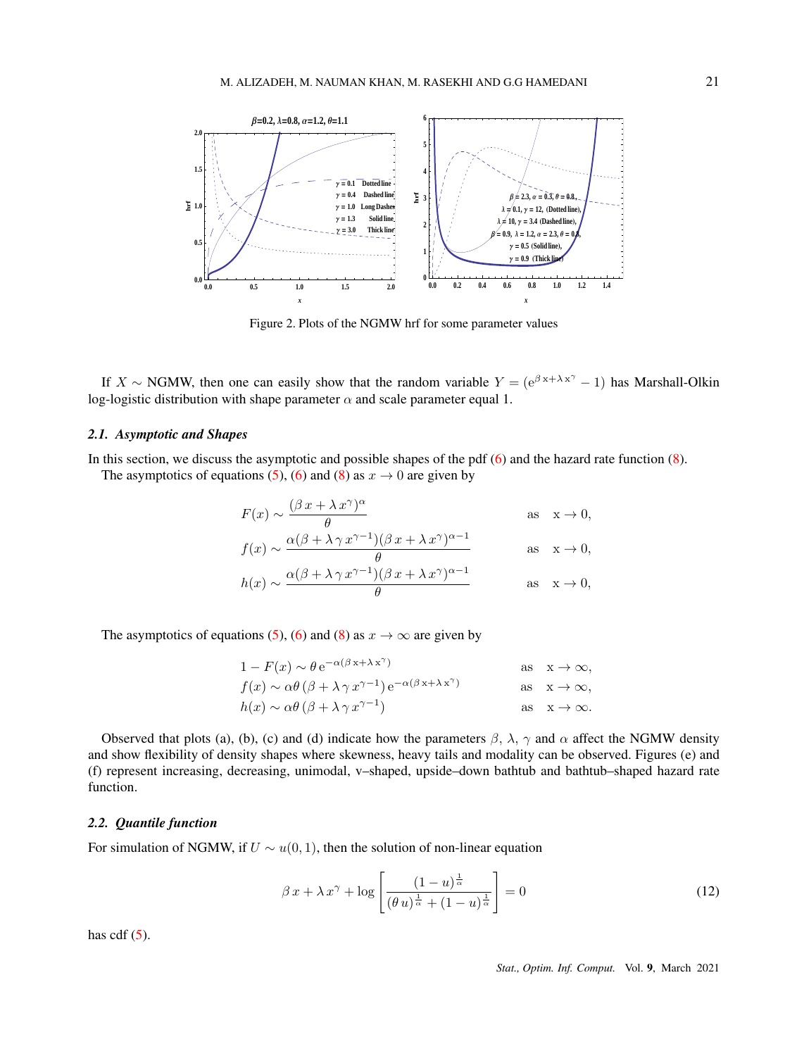Figure 2. Plots of the NGMW hrf for some parameter values

If $X \sim$ NGMW, then one can easily show that the random variable $Y = (e^{\beta x + \lambda x^{\gamma}} - 1)$ has Marshall-Olkin log-logistic distribution with shape parameter $\alpha$ and scale parameter equal 1.

### 2.1. Asymptotic and Shapes

In this section, we discuss the asymptotic and possible shapes of the pdf (6) and the hazard rate function (8).

The asymptotics of equations (5), (6) and (8) as $x \to 0$ are given by

$$
\begin{aligned}
F(x) &\sim \frac{(\beta\, x + \lambda\, x^{\gamma})^{\alpha}}{\theta} && \text{as} \quad x \to 0, \\
f(x) &\sim \frac{\alpha(\beta + \lambda\, \gamma\, x^{\gamma-1})(\beta\, x + \lambda\, x^{\gamma})^{\alpha-1}}{\theta} && \text{as} \quad x \to 0, \\
h(x) &\sim \frac{\alpha(\beta + \lambda\, \gamma\, x^{\gamma-1})(\beta\, x + \lambda\, x^{\gamma})^{\alpha-1}}{\theta} && \text{as} \quad x \to 0,
\end{aligned}
$$

The asymptotics of equations (5), (6) and (8) as $x \to \infty$ are given by

$$
\begin{aligned}
1 - F(x) &\sim \theta\, e^{-\alpha(\beta\, x + \lambda\, x^{\gamma})} && \text{as} \quad x \to \infty, \\
f(x) &\sim \alpha\theta\, (\beta + \lambda\, \gamma\, x^{\gamma-1})\, e^{-\alpha(\beta\, x + \lambda\, x^{\gamma})} && \text{as} \quad x \to \infty, \\
h(x) &\sim \alpha\theta\, (\beta + \lambda\, \gamma\, x^{\gamma-1}) && \text{as} \quad x \to \infty.
\end{aligned}
$$

Observed that plots (a), (b), (c) and (d) indicate how the parameters $\beta$, $\lambda$, $\gamma$ and $\alpha$ affect the NGMW density and show flexibility of density shapes where skewness, heavy tails and modality can be observed. Figures (e) and (f) represent increasing, decreasing, unimodal, v–shaped, upside–down bathtub and bathtub–shaped hazard rate function.

### 2.2. Quantile function

For simulation of NGMW, if $U \sim u(0, 1)$, then the solution of non-linear equation

$$
\beta\, x + \lambda\, x^{\gamma} + \log\left[\frac{(1-u)^{\frac{1}{\alpha}}}{(\theta\, u)^{\frac{1}{\alpha}} + (1-u)^{\frac{1}{\alpha}}}\right] = 0 \tag{12}
$$

has cdf (5).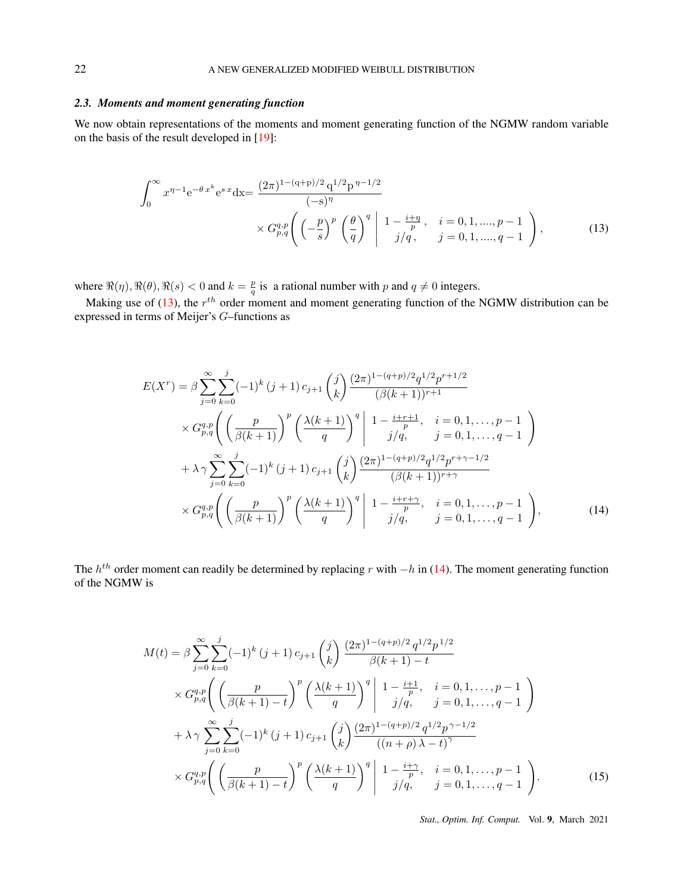### 2.3. Moments and moment generating function

We now obtain representations of the moments and moment generating function of the NGMW random variable on the basis of the result developed in [19]:

$$
\int_0^{\infty} x^{\eta-1} \mathrm{e}^{-\theta\, x^k} \mathrm{e}^{s\, x} \mathrm{dx} = \frac{(2\pi)^{1-(\mathrm{q}+\mathrm{p})/2}\, \mathrm{q}^{1/2} \mathrm{p}^{\,\eta-1/2}}{(-\mathrm{s})^{\eta}} \times G^{q,p}_{p,q}\left( \left(-\frac{p}{s}\right)^p \left(\frac{\theta}{q}\right)^q \,\middle|\, \begin{matrix} 1-\frac{i+\eta}{p}, & i=0,1,....,p-1 \\ j/q, & j=0,1,....,q-1 \end{matrix} \right), \tag{13}
$$

where $\Re(\eta), \Re(\theta), \Re(s) < 0$ and $k = \frac{p}{q}$ is a rational number with $p$ and $q \neq 0$ integers.

Making use of (13), the $r^{th}$ order moment and moment generating function of the NGMW distribution can be expressed in terms of Meijer's $G$–functions as

$$
\begin{aligned}
E(X^r) = {} & \beta \sum_{j=0}^{\infty} \sum_{k=0}^{j} (-1)^k \,(j+1)\, c_{j+1} \binom{j}{k} \frac{(2\pi)^{1-(q+p)/2} q^{1/2} p^{r+1/2}}{(\beta(k+1))^{r+1}} \\
& \times G^{q,p}_{p,q}\left( \left(\frac{p}{\beta(k+1)}\right)^p \left(\frac{\lambda(k+1)}{q}\right)^q \,\middle|\, \begin{matrix} 1-\frac{i+r+1}{p}, & i=0,1,\ldots,p-1 \\ j/q, & j=0,1,\ldots,q-1 \end{matrix} \right) \\
& + \lambda\,\gamma \sum_{j=0}^{\infty} \sum_{k=0}^{j} (-1)^k \,(j+1)\, c_{j+1} \binom{j}{k} \frac{(2\pi)^{1-(q+p)/2} q^{1/2} p^{r+\gamma-1/2}}{(\beta(k+1))^{r+\gamma}} \\
& \times G^{q,p}_{p,q}\left( \left(\frac{p}{\beta(k+1)}\right)^p \left(\frac{\lambda(k+1)}{q}\right)^q \,\middle|\, \begin{matrix} 1-\frac{i+r+\gamma}{p}, & i=0,1,\ldots,p-1 \\ j/q, & j=0,1,\ldots,q-1 \end{matrix} \right),
\end{aligned} \tag{14}
$$

The $h^{th}$ order moment can readily be determined by replacing $r$ with $-h$ in (14). The moment generating function of the NGMW is

$$
\begin{aligned}
M(t) = {} & \beta \sum_{j=0}^{\infty} \sum_{k=0}^{j} (-1)^k \,(j+1)\, c_{j+1} \binom{j}{k} \frac{(2\pi)^{1-(q+p)/2}\, q^{1/2} p^{\,1/2}}{\beta(k+1)-t} \\
& \times G^{q,p}_{p,q}\left( \left(\frac{p}{\beta(k+1)-t}\right)^p \left(\frac{\lambda(k+1)}{q}\right)^q \,\middle|\, \begin{matrix} 1-\frac{i+1}{p}, & i=0,1,\ldots,p-1 \\ j/q, & j=0,1,\ldots,q-1 \end{matrix} \right) \\
& + \lambda\,\gamma \sum_{j=0}^{\infty} \sum_{k=0}^{j} (-1)^k \,(j+1)\, c_{j+1} \binom{j}{k} \frac{(2\pi)^{1-(q+p)/2}\, q^{1/2} p^{\,\gamma-1/2}}{((n+\rho)\,\lambda-t)^{\gamma}} \\
& \times G^{q,p}_{p,q}\left( \left(\frac{p}{\beta(k+1)-t}\right)^p \left(\frac{\lambda(k+1)}{q}\right)^q \,\middle|\, \begin{matrix} 1-\frac{i+\gamma}{p}, & i=0,1,\ldots,p-1 \\ j/q, & j=0,1,\ldots,q-1 \end{matrix} \right).
\end{aligned} \tag{15}
$$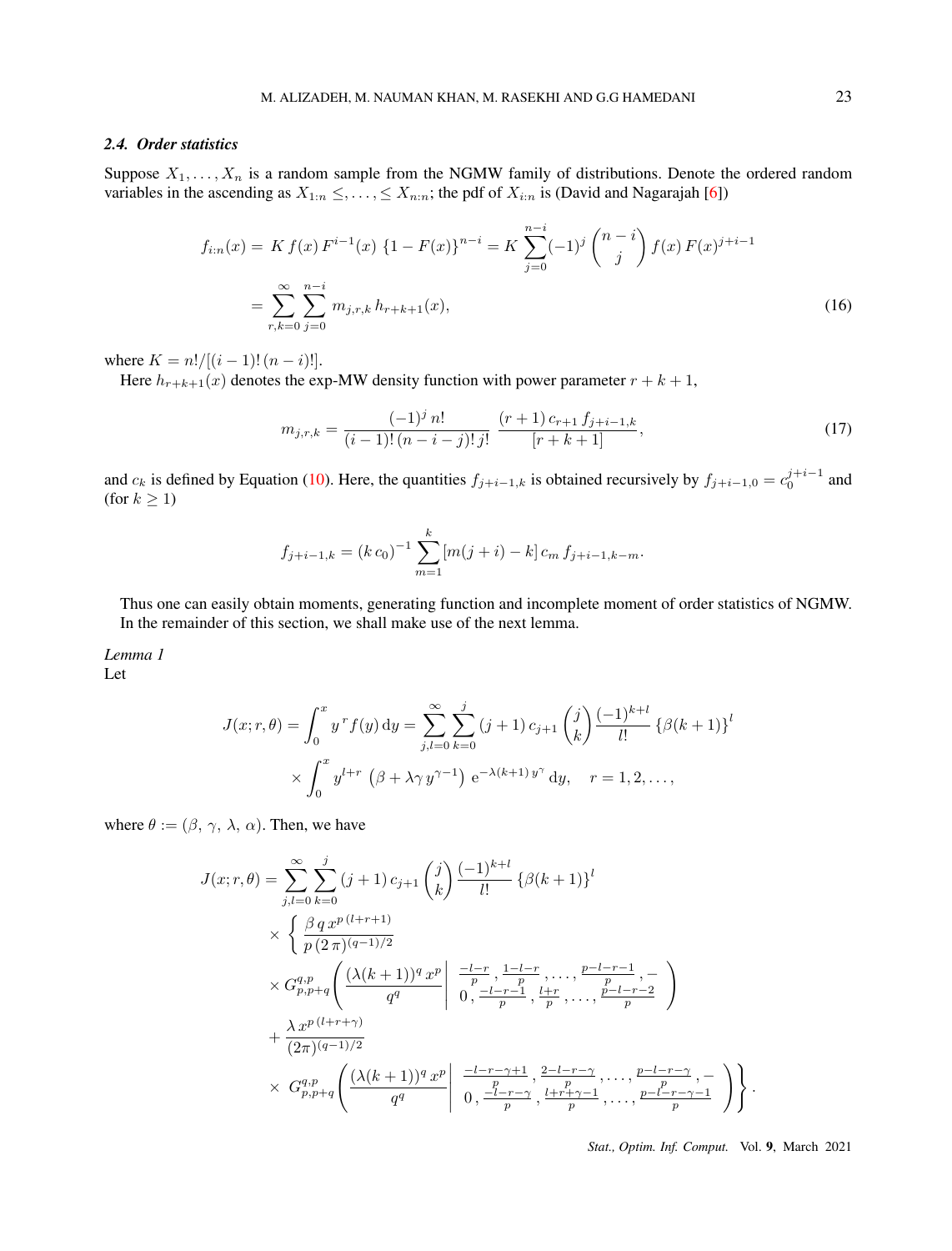### 2.4. Order statistics

Suppose $X_1, \ldots, X_n$ is a random sample from the NGMW family of distributions. Denote the ordered random variables in the ascending as $X_{1:n} \leq, \ldots, \leq X_{n:n}$; the pdf of $X_{i:n}$ is (David and Nagarajah [6])

$$
\begin{aligned}
f_{i:n}(x) &= K\, f(x)\, F^{i-1}(x)\, \{1 - F(x)\}^{n-i} = K \sum_{j=0}^{n-i} (-1)^j \binom{n-i}{j} f(x)\, F(x)^{j+i-1} \\
&= \sum_{r,k=0}^{\infty} \sum_{j=0}^{n-i} m_{j,r,k}\, h_{r+k+1}(x),
\end{aligned} \tag{16}
$$

where $K = n!/[(i-1)!\,(n-i)!]$.

Here $h_{r+k+1}(x)$ denotes the exp-MW density function with power parameter $r+k+1$,

$$
m_{j,r,k} = \frac{(-1)^j\, n!}{(i-1)!\,(n-i-j)!\, j!}\, \frac{(r+1)\, c_{r+1}\, f_{j+i-1,k}}{[r+k+1]}, \tag{17}
$$

and $c_k$ is defined by Equation (10). Here, the quantities $f_{j+i-1,k}$ is obtained recursively by $f_{j+i-1,0} = c_0^{j+i-1}$ and (for $k \geq 1$)

$$
f_{j+i-1,k} = (k\, c_0)^{-1} \sum_{m=1}^{k} [m(j+i) - k]\, c_m\, f_{j+i-1,k-m}.
$$

Thus one can easily obtain moments, generating function and incomplete moment of order statistics of NGMW. In the remainder of this section, we shall make use of the next lemma.

*Lemma 1*
Let

$$
\begin{aligned}
J(x; r, \theta) &= \int_0^x y^{\,r} f(y)\, \mathrm{d}y = \sum_{j,l=0}^{\infty} \sum_{k=0}^{j} (j+1)\, c_{j+1} \binom{j}{k} \frac{(-1)^{k+l}}{l!} \{\beta(k+1)\}^l \\
&\quad \times \int_0^x y^{l+r}\, \left(\beta + \lambda\gamma\, y^{\gamma-1}\right) \mathrm{e}^{-\lambda(k+1)\, y^{\gamma}}\, \mathrm{d}y, \quad r = 1, 2, \ldots,
\end{aligned}
$$

where $\theta := (\beta, \gamma, \lambda, \alpha)$. Then, we have

$$
\begin{aligned}
J(x; r, \theta) &= \sum_{j,l=0}^{\infty} \sum_{k=0}^{j} (j+1)\, c_{j+1} \binom{j}{k} \frac{(-1)^{k+l}}{l!} \{\beta(k+1)\}^l \\
&\quad \times \left\{ \frac{\beta\, q\, x^{p\,(l+r+1)}}{p\,(2\,\pi)^{(q-1)/2}} \right. \\
&\quad \times G_{p,p+q}^{q,p}\left( \frac{(\lambda(k+1))^q\, x^p}{q^q} \,\middle|\, \begin{array}{l} \frac{-l-r}{p}, \frac{1-l-r}{p}, \ldots, \frac{p-l-r-1}{p}, - \\ 0, \frac{-l-r-1}{p}, \frac{l+r}{p}, \ldots, \frac{p-l-r-2}{p} \end{array} \right) \\
&\quad + \frac{\lambda\, x^{p\,(l+r+\gamma)}}{(2\pi)^{(q-1)/2}} \\
&\quad \times \left. G_{p,p+q}^{q,p}\left( \frac{(\lambda(k+1))^q\, x^p}{q^q} \,\middle|\, \begin{array}{l} \frac{-l-r-\gamma+1}{p}, \frac{2-l-r-\gamma}{p}, \ldots, \frac{p-l-r-\gamma}{p}, - \\ 0, \frac{-l-r-\gamma}{p}, \frac{l+r+\gamma-1}{p}, \ldots, \frac{p-l-r-\gamma-1}{p} \end{array} \right) \right\}.
\end{aligned}
$$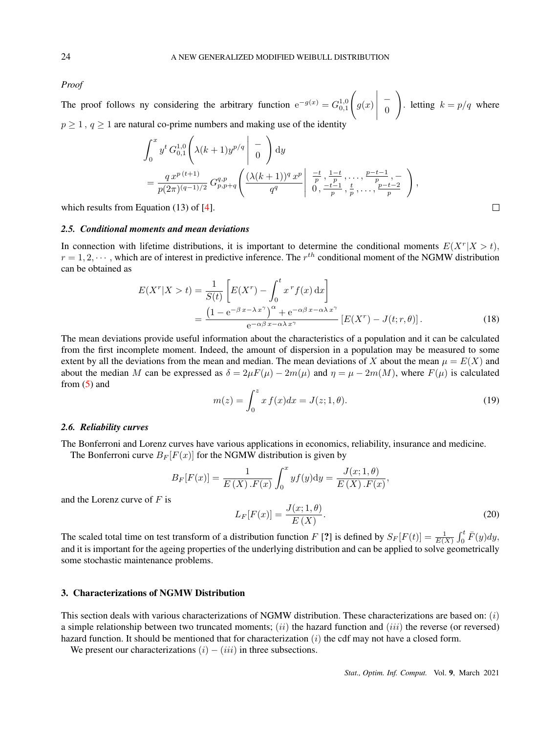*Proof*

The proof follows ny considering the arbitrary function $\mathrm{e}^{-g(x)} = G_{0,1}^{1,0}\left( g(x) \,\middle|\, \begin{matrix} - \\ 0 \end{matrix} \right)$. letting $k = p/q$ where $p \geq 1$ , $q \geq 1$ are natural co-prime numbers and making use of the identity

$$
\begin{aligned}
&\int_0^x y^t\, G_{0,1}^{1,0}\left( \lambda(k+1) y^{p/q} \,\middle|\, \begin{matrix} - \\ 0 \end{matrix} \right) \mathrm{d}y \\
&= \frac{q\, x^{p\,(t+1)}}{p(2\pi)^{(q-1)/2}}\, G_{p,p+q}^{q,p}\left( \frac{(\lambda(k+1))^q\, x^p}{q^q} \,\middle|\, \begin{matrix} \frac{-t}{p}\,, \frac{1-t}{p}\,, \ldots, \frac{p-t-1}{p}\,, - \\ 0\,, \frac{-t-1}{p}\,, \frac{t}{p}\,, \ldots, \frac{p-t-2}{p} \end{matrix} \right),
\end{aligned}
$$

which results from Equation (13) of [4]. □

### 2.5. Conditional moments and mean deviations

In connection with lifetime distributions, it is important to determine the conditional moments $E(X^r|X > t)$, $r = 1, 2, \cdots$ , which are of interest in predictive inference. The $r^{th}$ conditional moment of the NGMW distribution can be obtained as

$$
\begin{aligned}
E(X^r|X > t) &= \frac{1}{S(t)} \left[ E(X^r) - \int_0^t x^{\,r} f(x)\, \mathrm{d}x \right] \\
&= \frac{\left(1 - \mathrm{e}^{-\beta\, x - \lambda\, x^\gamma}\right)^\alpha + \mathrm{e}^{-\alpha\beta\, x - \alpha\lambda\, x^\gamma}}{\mathrm{e}^{-\alpha\beta\, x - \alpha\lambda\, x^\gamma}} \left[ E(X^r) - J(t; r, \theta) \right]. \qquad (18)
\end{aligned}
$$

The mean deviations provide useful information about the characteristics of a population and it can be calculated from the first incomplete moment. Indeed, the amount of dispersion in a population may be measured to some extent by all the deviations from the mean and median. The mean deviations of $X$ about the mean $\mu = E(X)$ and about the median $M$ can be expressed as $\delta = 2\mu F(\mu) - 2m(\mu)$ and $\eta = \mu - 2m(M)$, where $F(\mu)$ is calculated from (5) and

$$
m(z) = \int_0^z x\, f(x) dx = J(z; 1, \theta). \qquad (19)
$$

### 2.6. Reliability curves

The Bonferroni and Lorenz curves have various applications in economics, reliability, insurance and medicine.

The Bonferroni curve $B_F[F(x)]$ for the NGMW distribution is given by

$$
B_F[F(x)] = \frac{1}{E\,(X)\,.F(x)} \int_0^x y f(y) \mathrm{d}y = \frac{J(x; 1, \theta)}{E\,(X)\,.F(x)},
$$

and the Lorenz curve of $F$ is

$$
L_F[F(x)] = \frac{J(x; 1, \theta)}{E\,(X)}. \qquad (20)
$$

The scaled total time on test transform of a distribution function $F$ [?] is defined by $S_F[F(t)] = \frac{1}{E(X)} \int_0^t \bar{F}(y) dy$, and it is important for the ageing properties of the underlying distribution and can be applied to solve geometrically some stochastic maintenance problems.

## 3. Characterizations of NGMW Distribution

This section deals with various characterizations of NGMW distribution. These characterizations are based on: $(i)$ a simple relationship between two truncated moments; $(ii)$ the hazard function and $(iii)$ the reverse (or reversed) hazard function. It should be mentioned that for characterization $(i)$ the cdf may not have a closed form.

We present our characterizations $(i) - (iii)$ in three subsections.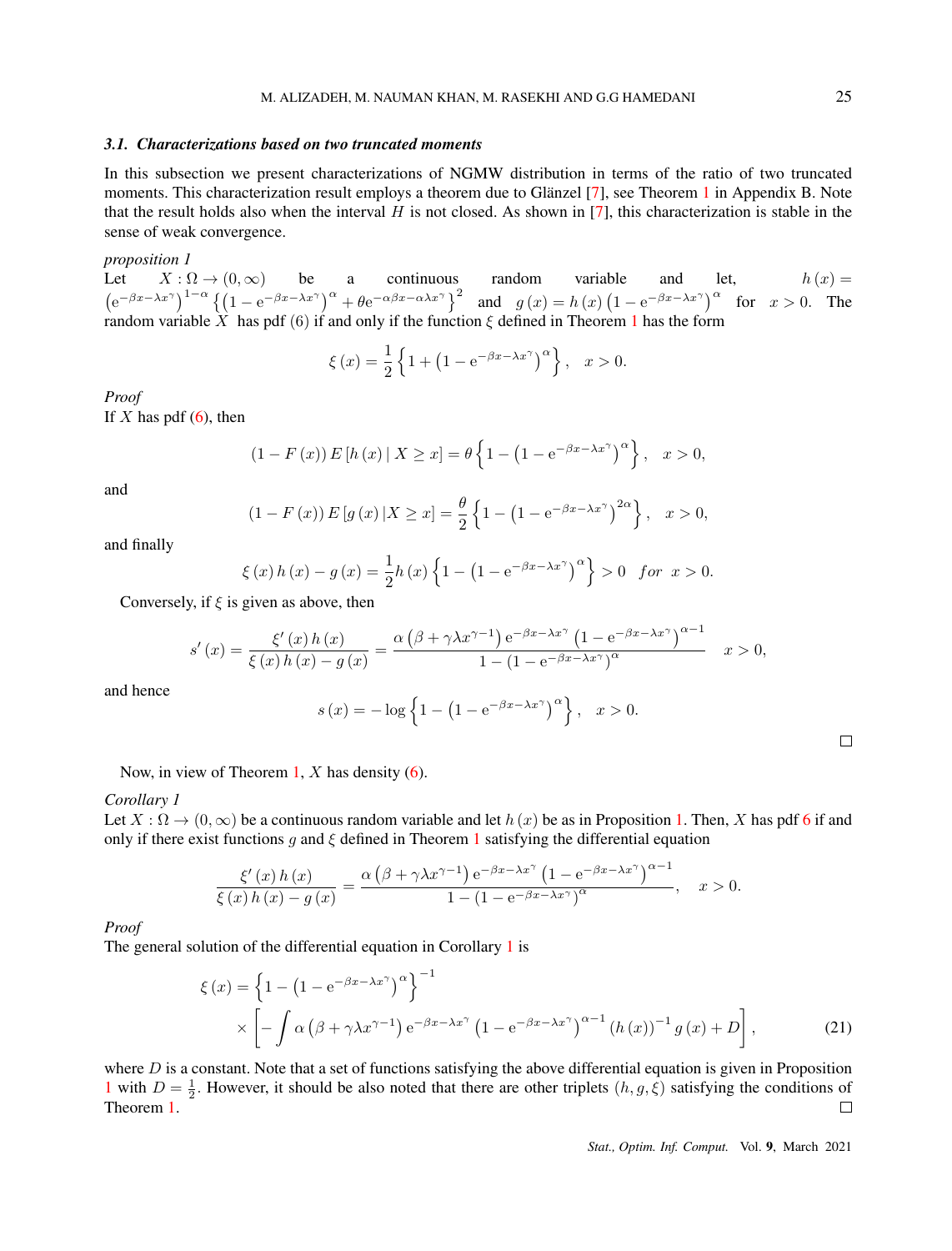### 3.1. Characterizations based on two truncated moments

In this subsection we present characterizations of NGMW distribution in terms of the ratio of two truncated moments. This characterization result employs a theorem due to Glänzel [7], see Theorem 1 in Appendix B. Note that the result holds also when the interval $H$ is not closed. As shown in [7], this characterization is stable in the sense of weak convergence.

*proposition 1*

Let $X : \Omega \to (0, \infty)$ be a continuous random variable and let, $h(x) = \left(e^{-\beta x - \lambda x^{\gamma}}\right)^{1-\alpha} \left\{\left(1 - e^{-\beta x - \lambda x^{\gamma}}\right)^{\alpha} + \theta e^{-\alpha\beta x - \alpha\lambda x^{\gamma}}\right\}^{2}$ and $g(x) = h(x)\left(1 - e^{-\beta x - \lambda x^{\gamma}}\right)^{\alpha}$ for $x > 0$. The random variable $X$ has pdf (6) if and only if the function $\xi$ defined in Theorem 1 has the form

$$\xi(x) = \frac{1}{2}\left\{1 + \left(1 - e^{-\beta x - \lambda x^{\gamma}}\right)^{\alpha}\right\}, \quad x > 0.$$

*Proof*

If $X$ has pdf (6), then

$$(1 - F(x))\, E\left[h(x) \mid X \geq x\right] = \theta\left\{1 - \left(1 - e^{-\beta x - \lambda x^{\gamma}}\right)^{\alpha}\right\}, \quad x > 0,$$

and

$$(1 - F(x))\, E\left[g(x) \mid X \geq x\right] = \frac{\theta}{2}\left\{1 - \left(1 - e^{-\beta x - \lambda x^{\gamma}}\right)^{2\alpha}\right\}, \quad x > 0,$$

and finally

$$\xi(x) h(x) - g(x) = \frac{1}{2} h(x)\left\{1 - \left(1 - e^{-\beta x - \lambda x^{\gamma}}\right)^{\alpha}\right\} > 0 \quad for \;\; x > 0.$$

Conversely, if $\xi$ is given as above, then

$$s'(x) = \frac{\xi'(x) h(x)}{\xi(x) h(x) - g(x)} = \frac{\alpha\left(\beta + \gamma\lambda x^{\gamma-1}\right) e^{-\beta x - \lambda x^{\gamma}}\left(1 - e^{-\beta x - \lambda x^{\gamma}}\right)^{\alpha-1}}{1 - \left(1 - e^{-\beta x - \lambda x^{\gamma}}\right)^{\alpha}} \quad x > 0,$$

and hence

$$s(x) = -\log\left\{1 - \left(1 - e^{-\beta x - \lambda x^{\gamma}}\right)^{\alpha}\right\}, \quad x > 0.$$

□

Now, in view of Theorem 1, $X$ has density (6).

*Corollary 1*

Let $X : \Omega \to (0, \infty)$ be a continuous random variable and let $h(x)$ be as in Proposition 1. Then, $X$ has pdf 6 if and only if there exist functions $g$ and $\xi$ defined in Theorem 1 satisfying the differential equation

$$\frac{\xi'(x) h(x)}{\xi(x) h(x) - g(x)} = \frac{\alpha\left(\beta + \gamma\lambda x^{\gamma-1}\right) e^{-\beta x - \lambda x^{\gamma}}\left(1 - e^{-\beta x - \lambda x^{\gamma}}\right)^{\alpha-1}}{1 - \left(1 - e^{-\beta x - \lambda x^{\gamma}}\right)^{\alpha}}, \quad x > 0.$$

*Proof*

The general solution of the differential equation in Corollary 1 is

$$\xi(x) = \left\{1 - \left(1 - e^{-\beta x - \lambda x^{\gamma}}\right)^{\alpha}\right\}^{-1} \times \left[-\int \alpha\left(\beta + \gamma\lambda x^{\gamma-1}\right) e^{-\beta x - \lambda x^{\gamma}}\left(1 - e^{-\beta x - \lambda x^{\gamma}}\right)^{\alpha-1} (h(x))^{-1} g(x) + D\right], \tag{21}$$

where $D$ is a constant. Note that a set of functions satisfying the above differential equation is given in Proposition 1 with $D = \frac{1}{2}$. However, it should be also noted that there are other triplets $(h, g, \xi)$ satisfying the conditions of Theorem 1.

□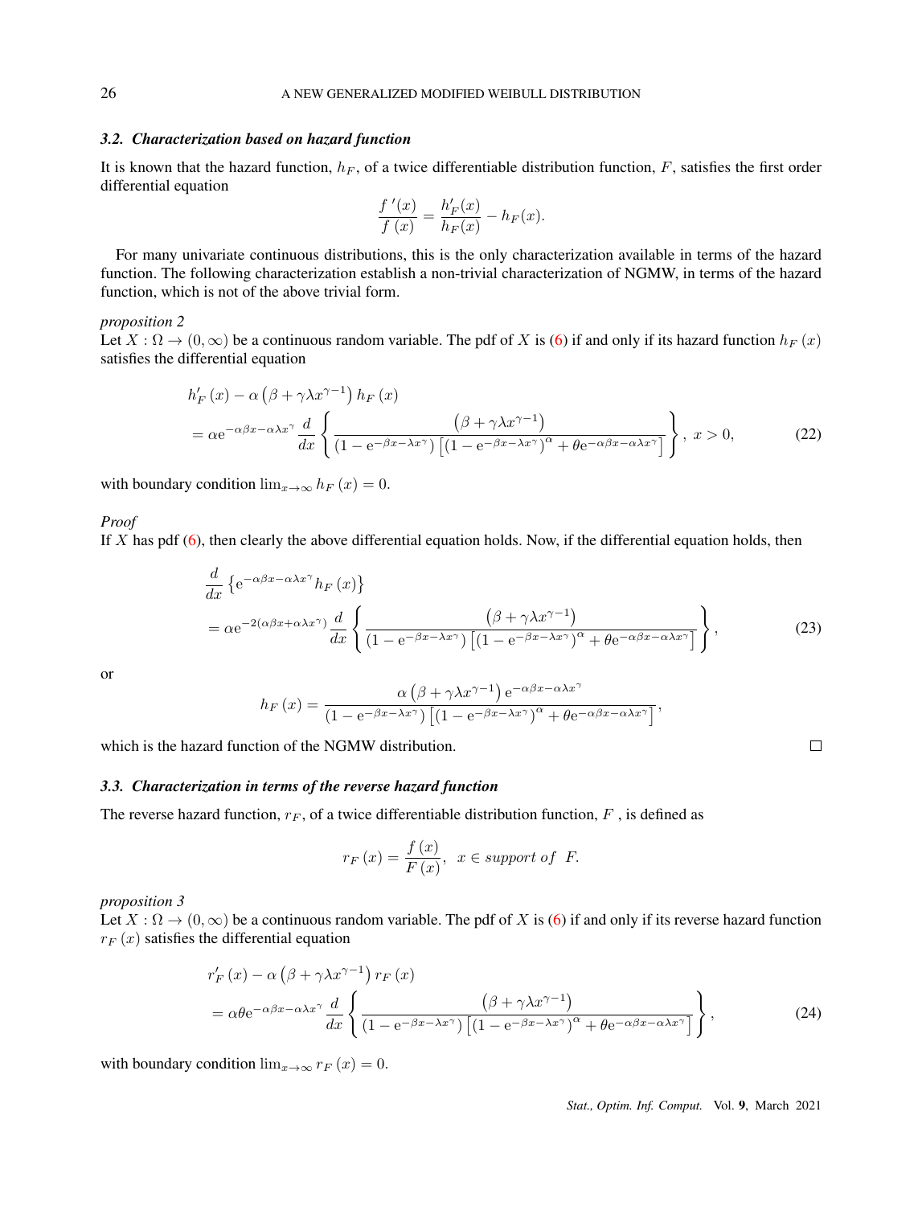### 3.2. Characterization based on hazard function

It is known that the hazard function, $h_F$, of a twice differentiable distribution function, $F$, satisfies the first order differential equation

$$\frac{f'(x)}{f(x)} = \frac{h'_F(x)}{h_F(x)} - h_F(x).$$

For many univariate continuous distributions, this is the only characterization available in terms of the hazard function. The following characterization establish a non-trivial characterization of NGMW, in terms of the hazard function, which is not of the above trivial form.

*proposition 2*

Let $X : \Omega \to (0, \infty)$ be a continuous random variable. The pdf of $X$ is (6) if and only if its hazard function $h_F(x)$ satisfies the differential equation

$$\begin{aligned} &h'_F(x) - \alpha\left(\beta + \gamma\lambda x^{\gamma-1}\right) h_F(x) \\ &= \alpha e^{-\alpha\beta x - \alpha\lambda x^{\gamma}} \frac{d}{dx}\left\{ \frac{\left(\beta + \gamma\lambda x^{\gamma-1}\right)}{\left(1 - e^{-\beta x - \lambda x^{\gamma}}\right)\left[\left(1 - e^{-\beta x - \lambda x^{\gamma}}\right)^{\alpha} + \theta e^{-\alpha\beta x - \alpha\lambda x^{\gamma}}\right]} \right\},\ x > 0, \end{aligned} \tag{22}$$

with boundary condition $\lim_{x\to\infty} h_F(x) = 0$.

*Proof*

If $X$ has pdf (6), then clearly the above differential equation holds. Now, if the differential equation holds, then

$$\begin{aligned} &\frac{d}{dx}\left\{ e^{-\alpha\beta x - \alpha\lambda x^{\gamma}} h_F(x) \right\} \\ &= \alpha e^{-2(\alpha\beta x + \alpha\lambda x^{\gamma})} \frac{d}{dx}\left\{ \frac{\left(\beta + \gamma\lambda x^{\gamma-1}\right)}{\left(1 - e^{-\beta x - \lambda x^{\gamma}}\right)\left[\left(1 - e^{-\beta x - \lambda x^{\gamma}}\right)^{\alpha} + \theta e^{-\alpha\beta x - \alpha\lambda x^{\gamma}}\right]} \right\}, \end{aligned} \tag{23}$$

or

$$h_F(x) = \frac{\alpha\left(\beta + \gamma\lambda x^{\gamma-1}\right) e^{-\alpha\beta x - \alpha\lambda x^{\gamma}}}{\left(1 - e^{-\beta x - \lambda x^{\gamma}}\right)\left[\left(1 - e^{-\beta x - \lambda x^{\gamma}}\right)^{\alpha} + \theta e^{-\alpha\beta x - \alpha\lambda x^{\gamma}}\right]},$$

which is the hazard function of the NGMW distribution. □

### 3.3. Characterization in terms of the reverse hazard function

The reverse hazard function, $r_F$, of a twice differentiable distribution function, $F$ , is defined as

$$r_F(x) = \frac{f(x)}{F(x)},\ \ x \in \textit{support of}\ \ F.$$

*proposition 3*

Let $X : \Omega \to (0, \infty)$ be a continuous random variable. The pdf of $X$ is (6) if and only if its reverse hazard function $r_F(x)$ satisfies the differential equation

$$\begin{aligned} &r'_F(x) - \alpha\left(\beta + \gamma\lambda x^{\gamma-1}\right) r_F(x) \\ &= \alpha\theta e^{-\alpha\beta x - \alpha\lambda x^{\gamma}} \frac{d}{dx}\left\{ \frac{\left(\beta + \gamma\lambda x^{\gamma-1}\right)}{\left(1 - e^{-\beta x - \lambda x^{\gamma}}\right)\left[\left(1 - e^{-\beta x - \lambda x^{\gamma}}\right)^{\alpha} + \theta e^{-\alpha\beta x - \alpha\lambda x^{\gamma}}\right]} \right\}, \end{aligned} \tag{24}$$

with boundary condition $\lim_{x\to\infty} r_F(x) = 0$.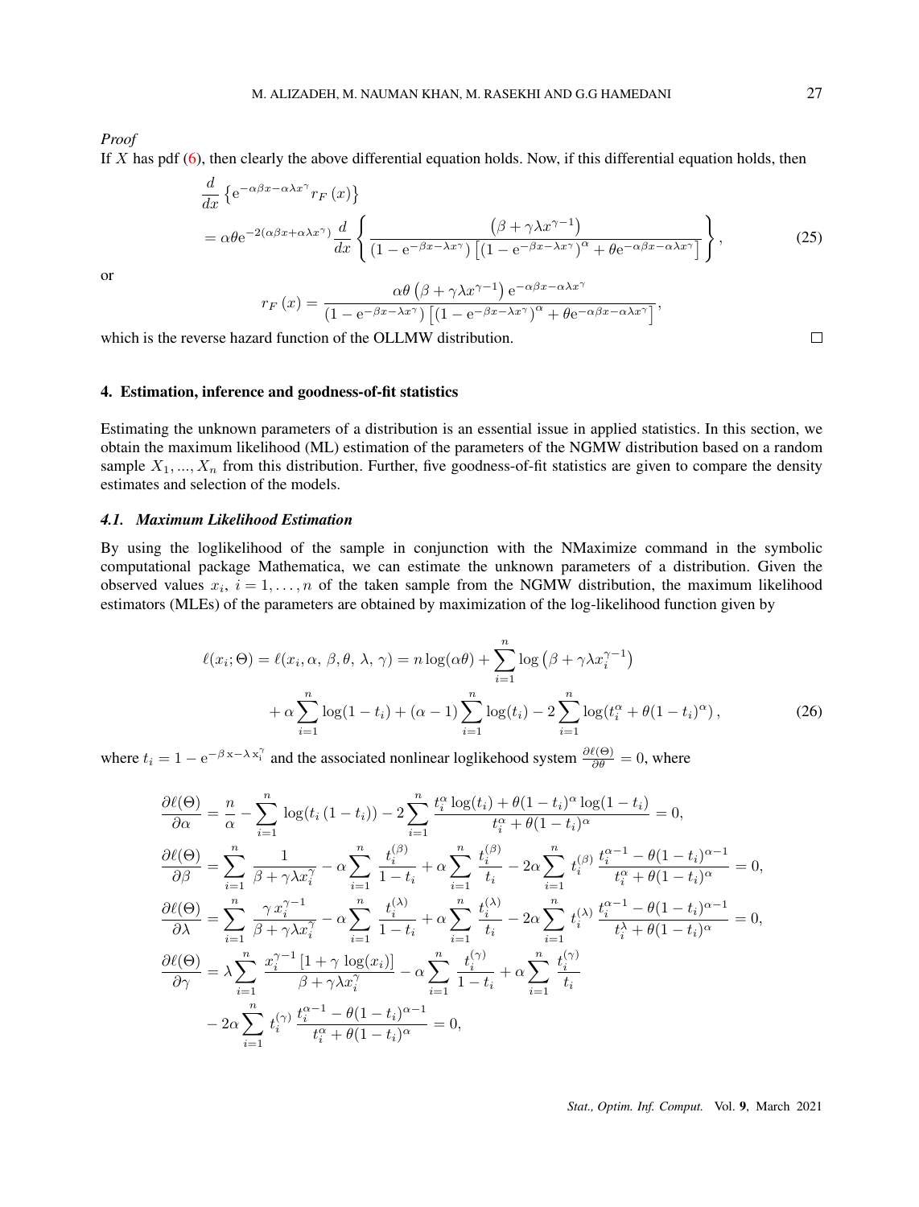*Proof*

If $X$ has pdf (6), then clearly the above differential equation holds. Now, if this differential equation holds, then

$$\frac{d}{dx}\left\{\mathrm{e}^{-\alpha\beta x-\alpha\lambda x^{\gamma}}r_F\left(x\right)\right\}$$
$$=\alpha\theta\mathrm{e}^{-2(\alpha\beta x+\alpha\lambda x^{\gamma})}\frac{d}{dx}\left\{\frac{\left(\beta+\gamma\lambda x^{\gamma-1}\right)}{\left(1-\mathrm{e}^{-\beta x-\lambda x^{\gamma}}\right)\left[\left(1-\mathrm{e}^{-\beta x-\lambda x^{\gamma}}\right)^{\alpha}+\theta\mathrm{e}^{-\alpha\beta x-\alpha\lambda x^{\gamma}}\right]}\right\}, \tag{25}$$

or

$$r_F\left(x\right)=\frac{\alpha\theta\left(\beta+\gamma\lambda x^{\gamma-1}\right)\mathrm{e}^{-\alpha\beta x-\alpha\lambda x^{\gamma}}}{\left(1-\mathrm{e}^{-\beta x-\lambda x^{\gamma}}\right)\left[\left(1-\mathrm{e}^{-\beta x-\lambda x^{\gamma}}\right)^{\alpha}+\theta\mathrm{e}^{-\alpha\beta x-\alpha\lambda x^{\gamma}}\right]},$$

which is the reverse hazard function of the OLLMW distribution. □

## 4. Estimation, inference and goodness-of-fit statistics

Estimating the unknown parameters of a distribution is an essential issue in applied statistics. In this section, we obtain the maximum likelihood (ML) estimation of the parameters of the NGMW distribution based on a random sample $X_1, ..., X_n$ from this distribution. Further, five goodness-of-fit statistics are given to compare the density estimates and selection of the models.

### *4.1. Maximum Likelihood Estimation*

By using the loglikelihood of the sample in conjunction with the NMaximize command in the symbolic computational package Mathematica, we can estimate the unknown parameters of a distribution. Given the observed values $x_i$, $i = 1, \ldots, n$ of the taken sample from the NGMW distribution, the maximum likelihood estimators (MLEs) of the parameters are obtained by maximization of the log-likelihood function given by

$$\ell(x_i;\Theta)=\ell(x_i,\alpha,\,\beta,\theta,\,\lambda,\,\gamma)=n\log(\alpha\theta)+\sum_{i=1}^{n}\log\left(\beta+\gamma\lambda x_i^{\gamma-1}\right)$$
$$+\,\alpha\sum_{i=1}^{n}\log(1-t_i)+(\alpha-1)\sum_{i=1}^{n}\log(t_i)-2\sum_{i=1}^{n}\log(t_i^{\alpha}+\theta(1-t_i)^{\alpha})\,, \tag{26}$$

where $t_i = 1 - \mathrm{e}^{-\beta\,\mathrm{x}-\lambda\,\mathrm{x}_i^{\gamma}}$ and the associated nonlinear loglikehood system $\frac{\partial\ell(\Theta)}{\partial\theta} = 0$, where

$$\frac{\partial\ell(\Theta)}{\partial\alpha}=\frac{n}{\alpha}-\sum_{i=1}^{n}\log(t_i\left(1-t_i\right))-2\sum_{i=1}^{n}\frac{t_i^{\alpha}\log(t_i)+\theta(1-t_i)^{\alpha}\log(1-t_i)}{t_i^{\alpha}+\theta(1-t_i)^{\alpha}}=0,$$

$$\frac{\partial\ell(\Theta)}{\partial\beta}=\sum_{i=1}^{n}\frac{1}{\beta+\gamma\lambda x_i^{\gamma}}-\alpha\sum_{i=1}^{n}\frac{t_i^{(\beta)}}{1-t_i}+\alpha\sum_{i=1}^{n}\frac{t_i^{(\beta)}}{t_i}-2\alpha\sum_{i=1}^{n}t_i^{(\beta)}\,\frac{t_i^{\alpha-1}-\theta(1-t_i)^{\alpha-1}}{t_i^{\alpha}+\theta(1-t_i)^{\alpha}}=0,$$

$$\frac{\partial\ell(\Theta)}{\partial\lambda}=\sum_{i=1}^{n}\frac{\gamma\,x_i^{\gamma-1}}{\beta+\gamma\lambda x_i^{\gamma}}-\alpha\sum_{i=1}^{n}\frac{t_i^{(\lambda)}}{1-t_i}+\alpha\sum_{i=1}^{n}\frac{t_i^{(\lambda)}}{t_i}-2\alpha\sum_{i=1}^{n}t_i^{(\lambda)}\,\frac{t_i^{\alpha-1}-\theta(1-t_i)^{\alpha-1}}{t_i^{\lambda}+\theta(1-t_i)^{\alpha}}=0,$$

$$\frac{\partial\ell(\Theta)}{\partial\gamma}=\lambda\sum_{i=1}^{n}\frac{x_i^{\gamma-1}\left[1+\gamma\,\log(x_i)\right]}{\beta+\gamma\lambda x_i^{\gamma}}-\alpha\sum_{i=1}^{n}\frac{t_i^{(\gamma)}}{1-t_i}+\alpha\sum_{i=1}^{n}\frac{t_i^{(\gamma)}}{t_i}$$
$$-\,2\alpha\sum_{i=1}^{n}t_i^{(\gamma)}\,\frac{t_i^{\alpha-1}-\theta(1-t_i)^{\alpha-1}}{t_i^{\alpha}+\theta(1-t_i)^{\alpha}}=0,$$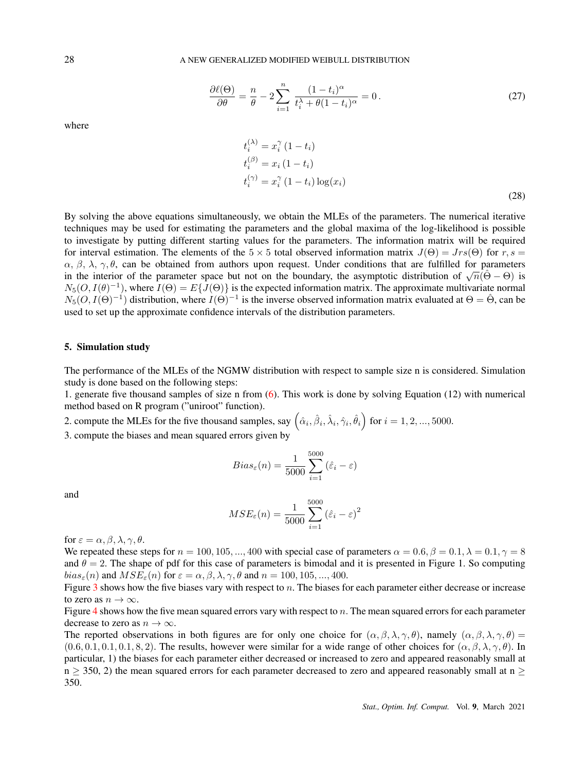$$\frac{\partial \ell(\Theta)}{\partial \theta} = \frac{n}{\theta} - 2\sum_{i=1}^{n} \frac{(1-t_i)^{\alpha}}{t_i^{\lambda} + \theta(1-t_i)^{\alpha}} = 0\,. \tag{27}$$

where

$$\begin{aligned}
t_i^{(\lambda)} &= x_i^{\gamma}\,(1-t_i) \\
t_i^{(\beta)} &= x_i\,(1-t_i) \\
t_i^{(\gamma)} &= x_i^{\gamma}\,(1-t_i)\log(x_i)
\end{aligned} \tag{28}$$

By solving the above equations simultaneously, we obtain the MLEs of the parameters. The numerical iterative techniques may be used for estimating the parameters and the global maxima of the log-likelihood is possible to investigate by putting different starting values for the parameters. The information matrix will be required for interval estimation. The elements of the $5 \times 5$ total observed information matrix $J(\Theta) = Jrs(\Theta)$ for $r, s = \alpha,\, \beta,\, \lambda,\, \gamma, \theta$, can be obtained from authors upon request. Under conditions that are fulfilled for parameters in the interior of the parameter space but not on the boundary, the asymptotic distribution of $\sqrt{n}(\hat{\Theta} - \Theta)$ is $N_5(O, I(\theta)^{-1})$, where $I(\Theta) = E\{J(\Theta)\}$ is the expected information matrix. The approximate multivariate normal $N_5(O, I(\Theta)^{-1})$ distribution, where $I(\Theta)^{-1}$ is the inverse observed information matrix evaluated at $\Theta = \hat{\Theta}$, can be used to set up the approximate confidence intervals of the distribution parameters.

## 5. Simulation study

The performance of the MLEs of the NGMW distribution with respect to sample size n is considered. Simulation study is done based on the following steps:

1. generate five thousand samples of size n from (6). This work is done by solving Equation (12) with numerical method based on R program ("uniroot" function).
2. compute the MLEs for the five thousand samples, say $\left(\hat{\alpha}_i, \hat{\beta}_i, \hat{\lambda}_i, \hat{\gamma}_i, \hat{\theta}_i\right)$ for $i = 1, 2, ..., 5000$.
3. compute the biases and mean squared errors given by

$$Bias_{\varepsilon}(n) = \frac{1}{5000}\sum_{i=1}^{5000}\left(\hat{\varepsilon}_i - \varepsilon\right)$$

and

$$MSE_{\varepsilon}(n) = \frac{1}{5000}\sum_{i=1}^{5000}\left(\hat{\varepsilon}_i - \varepsilon\right)^2$$

for $\varepsilon = \alpha, \beta, \lambda, \gamma, \theta$.

We repeated these steps for $n = 100, 105, ..., 400$ with special case of parameters $\alpha = 0.6, \beta = 0.1, \lambda = 0.1, \gamma = 8$ and $\theta = 2$. The shape of pdf for this case of parameters is bimodal and it is presented in Figure 1. So computing $bias_{\varepsilon}(n)$ and $MSE_{\varepsilon}(n)$ for $\varepsilon = \alpha, \beta, \lambda, \gamma, \theta$ and $n = 100, 105, ..., 400$.

Figure 3 shows how the five biases vary with respect to $n$. The biases for each parameter either decrease or increase to zero as $n \to \infty$.

Figure 4 shows how the five mean squared errors vary with respect to $n$. The mean squared errors for each parameter decrease to zero as $n \to \infty$.

The reported observations in both figures are for only one choice for $(\alpha, \beta, \lambda, \gamma, \theta)$, namely $(\alpha, \beta, \lambda, \gamma, \theta) = (0.6, 0.1, 0.1, 0.1, 8, 2)$. The results, however were similar for a wide range of other choices for $(\alpha, \beta, \lambda, \gamma, \theta)$. In particular, 1) the biases for each parameter either decreased or increased to zero and appeared reasonably small at n $\geq$ 350, 2) the mean squared errors for each parameter decreased to zero and appeared reasonably small at n $\geq$ 350.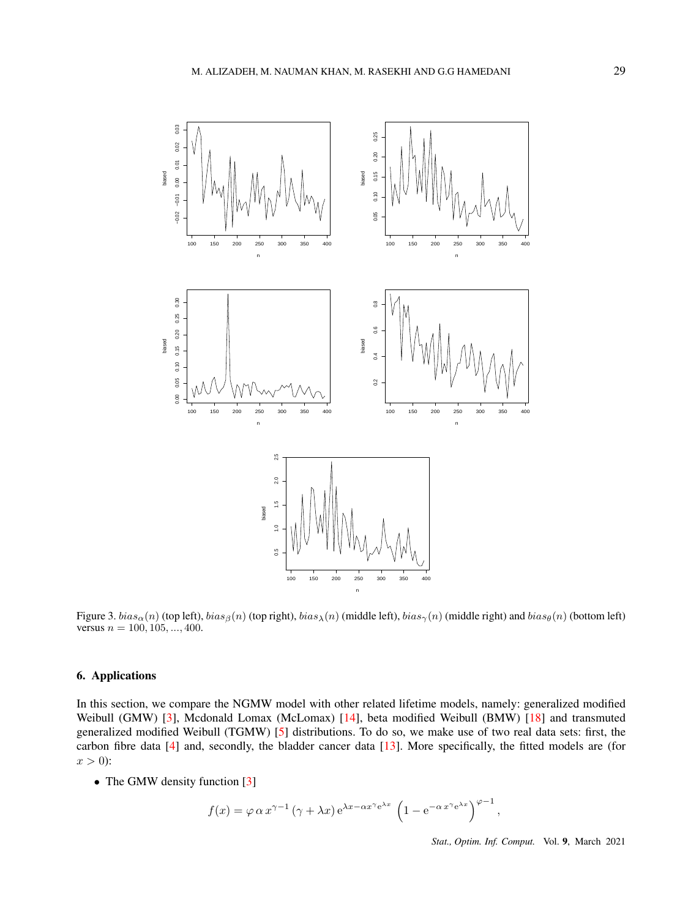Figure 3. $bias_{\alpha}(n)$ (top left), $bias_{\beta}(n)$ (top right), $bias_{\lambda}(n)$ (middle left), $bias_{\gamma}(n)$ (middle right) and $bias_{\theta}(n)$ (bottom left) versus $n = 100, 105, ..., 400$.

## 6. Applications

In this section, we compare the NGMW model with other related lifetime models, namely: generalized modified Weibull (GMW) [3], Mcdonald Lomax (McLomax) [14], beta modified Weibull (BMW) [18] and transmuted generalized modified Weibull (TGMW) [5] distributions. To do so, we make use of two real data sets: first, the carbon fibre data [4] and, secondly, the bladder cancer data [13]. More specifically, the fitted models are (for $x > 0$):

- The GMW density function [3]

$$f(x) = \varphi\, \alpha\, x^{\gamma-1}\, (\gamma + \lambda x)\, \mathrm{e}^{\lambda x - \alpha x^{\gamma} \mathrm{e}^{\lambda x}} \, \left(1 - \mathrm{e}^{-\alpha\, x^{\gamma} \mathrm{e}^{\lambda x}}\right)^{\varphi - 1},$$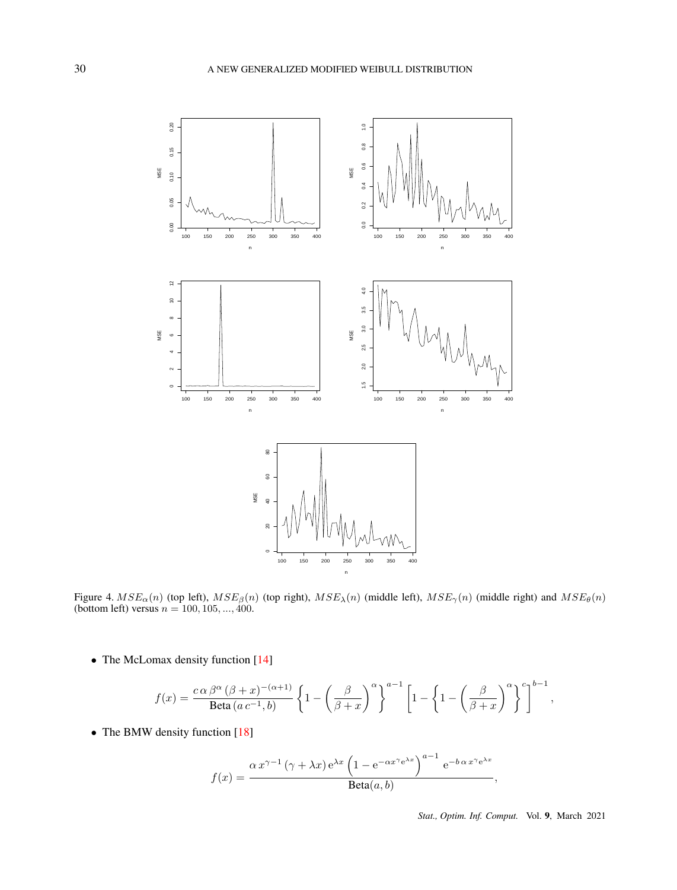Figure 4. $MSE_{\alpha}(n)$ (top left), $MSE_{\beta}(n)$ (top right), $MSE_{\lambda}(n)$ (middle left), $MSE_{\gamma}(n)$ (middle right) and $MSE_{\theta}(n)$ (bottom left) versus $n = 100, 105, ..., 400$.

- The McLomax density function [14]

$$f(x) = \frac{c\,\alpha\,\beta^{\alpha}\,(\beta + x)^{-(\alpha+1)}}{\text{Beta}\,(a\,c^{-1}, b)} \left\{1 - \left(\frac{\beta}{\beta + x}\right)^{\alpha}\right\}^{a-1} \left[1 - \left\{1 - \left(\frac{\beta}{\beta + x}\right)^{\alpha}\right\}^{c}\right]^{b-1},$$

- The BMW density function [18]

$$f(x) = \frac{\alpha\,x^{\gamma-1}\,(\gamma + \lambda x)\,\mathrm{e}^{\lambda x}\left(1 - \mathrm{e}^{-\alpha x^{\gamma} \mathrm{e}^{\lambda x}}\right)^{a-1}\,\mathrm{e}^{-b\,\alpha\,x^{\gamma}\mathrm{e}^{\lambda x}}}{\text{Beta}(a, b)},$$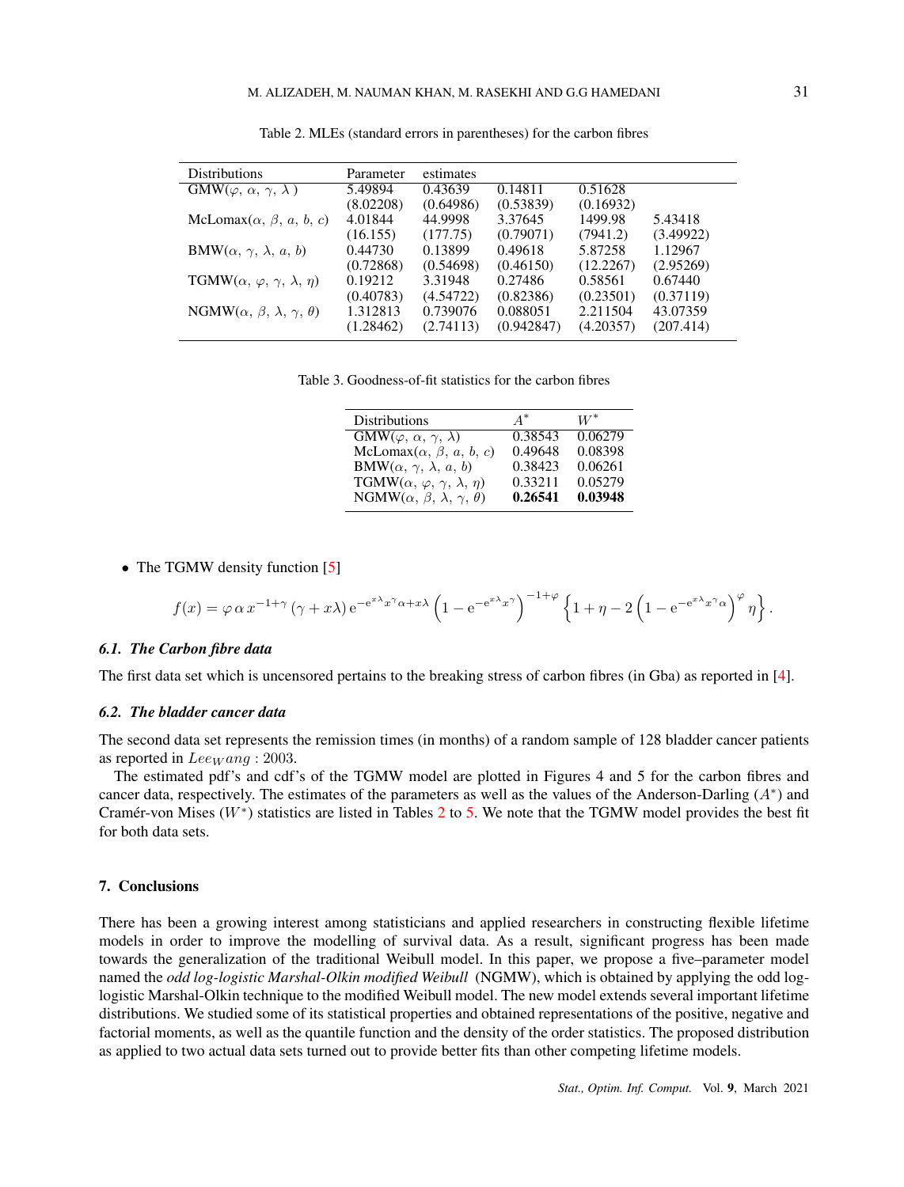Table 2. MLEs (standard errors in parentheses) for the carbon fibres

| Distributions | Parameter | estimates | | | |
|---|---|---|---|---|---|
| GMW($\varphi$, $\alpha$, $\gamma$, $\lambda$ ) | 5.49894 | 0.43639 | 0.14811 | 0.51628 | |
| | (8.02208) | (0.64986) | (0.53839) | (0.16932) | |
| McLomax($\alpha$, $\beta$, $a$, $b$, $c$) | 4.01844 | 44.9998 | 3.37645 | 1499.98 | 5.43418 |
| | (16.155) | (177.75) | (0.79071) | (7941.2) | (3.49922) |
| BMW($\alpha$, $\gamma$, $\lambda$, $a$, $b$) | 0.44730 | 0.13899 | 0.49618 | 5.87258 | 1.12967 |
| | (0.72868) | (0.54698) | (0.46150) | (12.2267) | (2.95269) |
| TGMW($\alpha$, $\varphi$, $\gamma$, $\lambda$, $\eta$) | 0.19212 | 3.31948 | 0.27486 | 0.58561 | 0.67440 |
| | (0.40783) | (4.54722) | (0.82386) | (0.23501) | (0.37119) |
| NGMW($\alpha$, $\beta$, $\lambda$, $\gamma$, $\theta$) | 1.312813 | 0.739076 | 0.088051 | 2.211504 | 43.07359 |
| | (1.28462) | (2.74113) | (0.942847) | (4.20357) | (207.414) |

Table 3. Goodness-of-fit statistics for the carbon fibres

| Distributions | $A^*$ | $W^*$ |
|---|---|---|
| GMW($\varphi$, $\alpha$, $\gamma$, $\lambda$) | 0.38543 | 0.06279 |
| McLomax($\alpha$, $\beta$, $a$, $b$, $c$) | 0.49648 | 0.08398 |
| BMW($\alpha$, $\gamma$, $\lambda$, $a$, $b$) | 0.38423 | 0.06261 |
| TGMW($\alpha$, $\varphi$, $\gamma$, $\lambda$, $\eta$) | 0.33211 | 0.05279 |
| NGMW($\alpha$, $\beta$, $\lambda$, $\gamma$, $\theta$) | **0.26541** | **0.03948** |

- The TGMW density function [5]

$$f(x) = \varphi\,\alpha\,x^{-1+\gamma}\,(\gamma + x\lambda)\,\mathrm{e}^{-\mathrm{e}^{x\lambda}x^{\gamma}\alpha + x\lambda}\left(1 - \mathrm{e}^{-\mathrm{e}^{x\lambda}x^{\gamma}}\right)^{-1+\varphi}\left\{1 + \eta - 2\left(1 - \mathrm{e}^{-\mathrm{e}^{x\lambda}x^{\gamma}\alpha}\right)^{\varphi}\eta\right\}.$$

### *6.1. The Carbon fibre data*

The first data set which is uncensored pertains to the breaking stress of carbon fibres (in Gba) as reported in [4].

### *6.2. The bladder cancer data*

The second data set represents the remission times (in months) of a random sample of 128 bladder cancer patients as reported in $Lee_{W}ang : 2003$.

The estimated pdf's and cdf's of the TGMW model are plotted in Figures 4 and 5 for the carbon fibres and cancer data, respectively. The estimates of the parameters as well as the values of the Anderson-Darling ($A^*$) and Cramér-von Mises ($W^*$) statistics are listed in Tables 2 to 5. We note that the TGMW model provides the best fit for both data sets.

## 7. Conclusions

There has been a growing interest among statisticians and applied researchers in constructing flexible lifetime models in order to improve the modelling of survival data. As a result, significant progress has been made towards the generalization of the traditional Weibull model. In this paper, we propose a five–parameter model named the *odd log-logistic Marshal-Olkin modified Weibull* (NGMW), which is obtained by applying the odd log-logistic Marshal-Olkin technique to the modified Weibull model. The new model extends several important lifetime distributions. We studied some of its statistical properties and obtained representations of the positive, negative and factorial moments, as well as the quantile function and the density of the order statistics. The proposed distribution as applied to two actual data sets turned out to provide better fits than other competing lifetime models.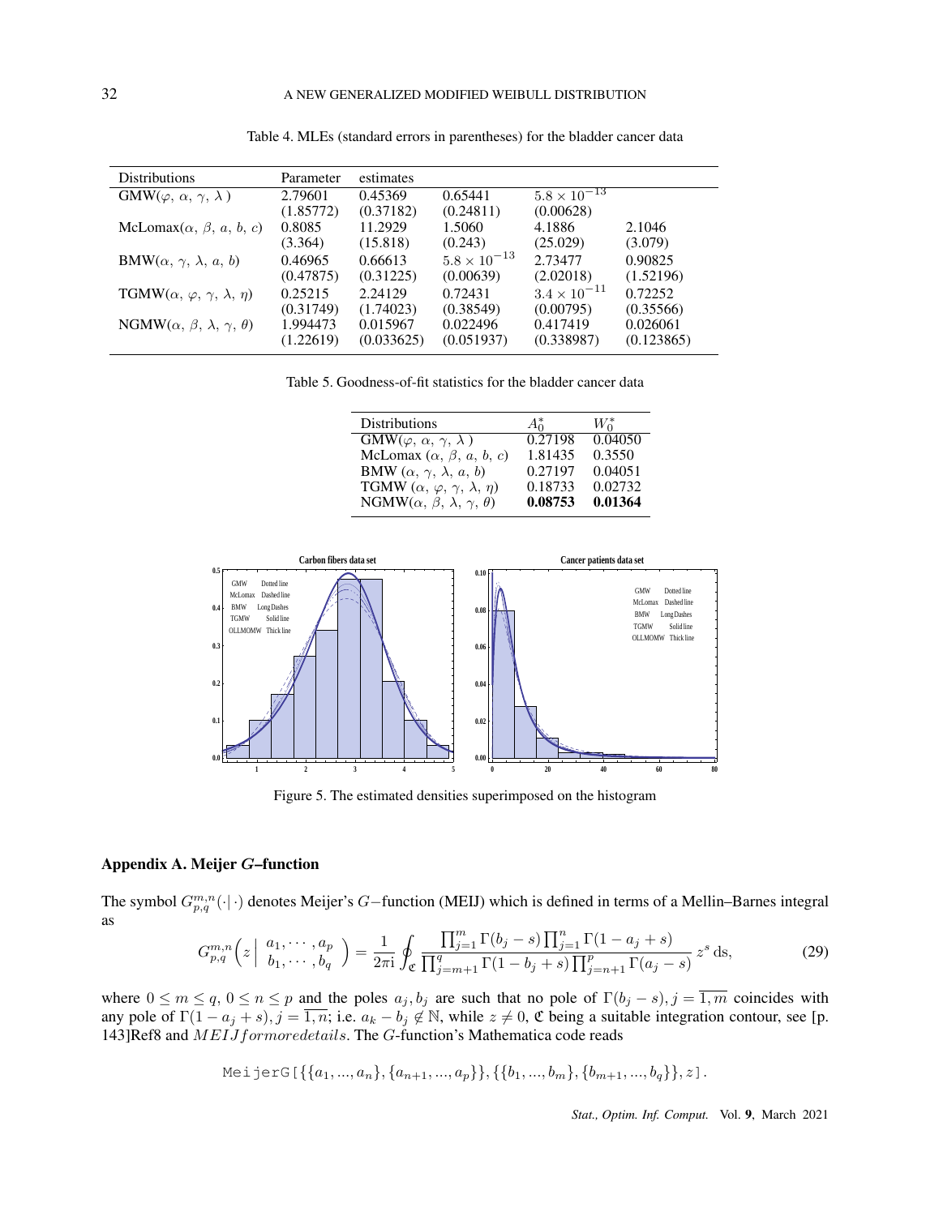Table 4. MLEs (standard errors in parentheses) for the bladder cancer data

| Distributions | Parameter | estimates | | | |
|---|---|---|---|---|---|
| GMW($\varphi$, $\alpha$, $\gamma$, $\lambda$ ) | 2.79601 | 0.45369 | 0.65441 | $5.8 \times 10^{-13}$ | |
| | (1.85772) | (0.37182) | (0.24811) | (0.00628) | |
| McLomax($\alpha$, $\beta$, $a$, $b$, $c$) | 0.8085 | 11.2929 | 1.5060 | 4.1886 | 2.1046 |
| | (3.364) | (15.818) | (0.243) | (25.029) | (3.079) |
| BMW($\alpha$, $\gamma$, $\lambda$, $a$, $b$) | 0.46965 | 0.66613 | $5.8 \times 10^{-13}$ | 2.73477 | 0.90825 |
| | (0.47875) | (0.31225) | (0.00639) | (2.02018) | (1.52196) |
| TGMW($\alpha$, $\varphi$, $\gamma$, $\lambda$, $\eta$) | 0.25215 | 2.24129 | 0.72431 | $3.4 \times 10^{-11}$ | 0.72252 |
| | (0.31749) | (1.74023) | (0.38549) | (0.00795) | (0.35566) |
| NGMW($\alpha$, $\beta$, $\lambda$, $\gamma$, $\theta$) | 1.994473 | 0.015967 | 0.022496 | 0.417419 | 0.026061 |
| | (1.22619) | (0.033625) | (0.051937) | (0.338987) | (0.123865) |

Table 5. Goodness-of-fit statistics for the bladder cancer data

| Distributions | $A_0^*$ | $W_0^*$ |
|---|---|---|
| GMW($\varphi$, $\alpha$, $\gamma$, $\lambda$ ) | 0.27198 | 0.04050 |
| McLomax ($\alpha$, $\beta$, $a$, $b$, $c$) | 1.81435 | 0.3550 |
| BMW ($\alpha$, $\gamma$, $\lambda$, $a$, $b$) | 0.27197 | 0.04051 |
| TGMW ($\alpha$, $\varphi$, $\gamma$, $\lambda$, $\eta$) | 0.18733 | 0.02732 |
| NGMW($\alpha$, $\beta$, $\lambda$, $\gamma$, $\theta$) | **0.08753** | **0.01364** |

Figure 5. The estimated densities superimposed on the histogram

## Appendix A. Meijer $G$–function

The symbol $G_{p,q}^{m,n}(\cdot|\cdot)$ denotes Meijer's $G-$function (MEIJ) which is defined in terms of a Mellin–Barnes integral as

$$G_{p,q}^{m,n}\Big(z\,\Big|\begin{array}{c} a_1,\cdots,a_p \\ b_1,\cdots,b_q \end{array}\Big) = \frac{1}{2\pi \mathrm{i}}\oint_{\mathfrak{C}} \frac{\prod_{j=1}^{m}\Gamma(b_j-s)\prod_{j=1}^{n}\Gamma(1-a_j+s)}{\prod_{j=m+1}^{q}\Gamma(1-b_j+s)\prod_{j=n+1}^{p}\Gamma(a_j-s)}\, z^s\,\mathrm{d}s, \tag{29}$$

where $0 \leq m \leq q$, $0 \leq n \leq p$ and the poles $a_j, b_j$ are such that no pole of $\Gamma(b_j - s), j = \overline{1,m}$ coincides with any pole of $\Gamma(1 - a_j + s), j = \overline{1,n}$; i.e. $a_k - b_j \notin \mathbb{N}$, while $z \neq 0$, $\mathfrak{C}$ being a suitable integration contour, see [p. 143]Ref8 and $MEIJ formoredetails$. The $G$-function's Mathematica code reads

```
MeijerG[{{a_1, ..., a_n}, {a_{n+1}, ..., a_p}}, {{b_1, ..., b_m}, {b_{m+1}, ..., b_q}}, z].
```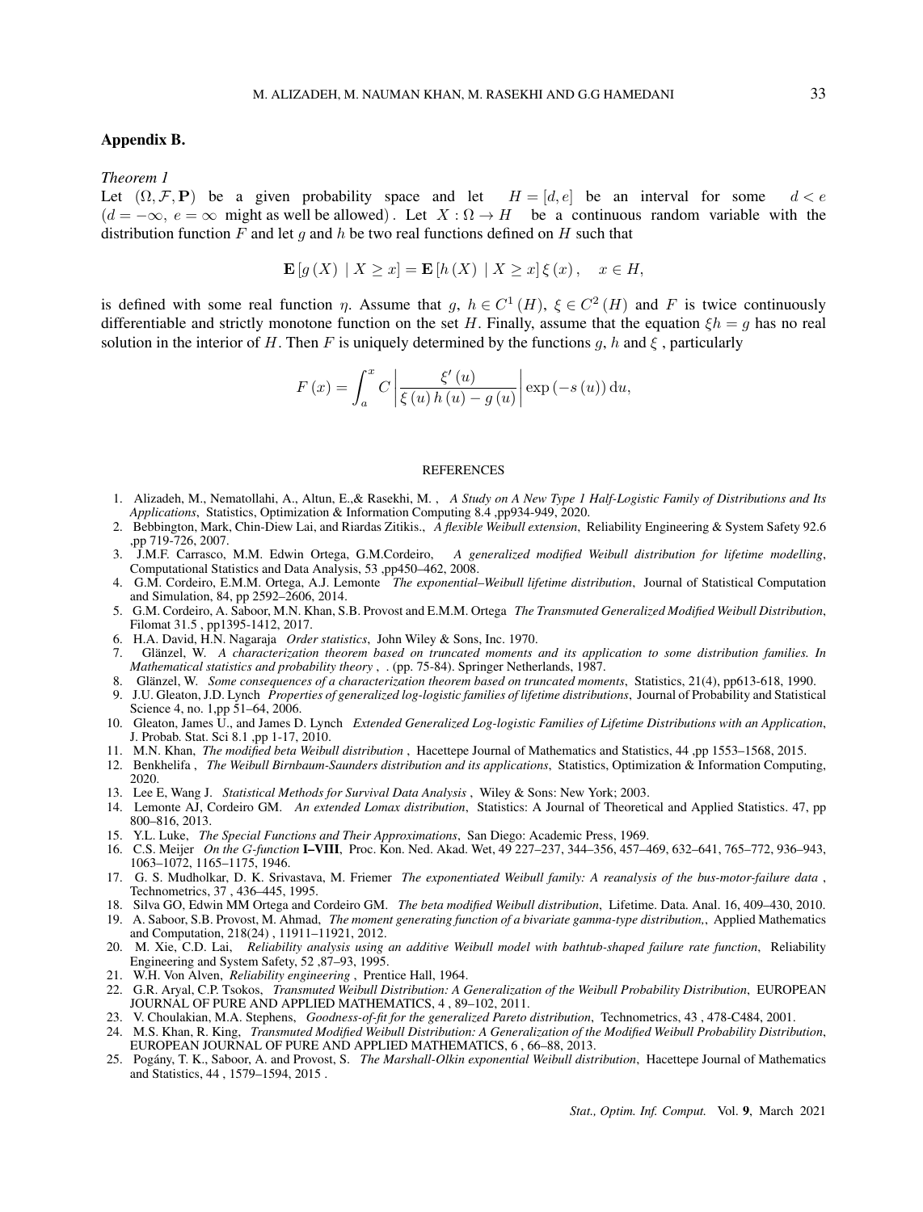## Appendix B.

*Theorem 1*

Let $(\Omega, \mathcal{F}, \mathbf{P})$ be a given probability space and let $H = [d, e]$ be an interval for some $d < e$ $(d = -\infty,\ e = \infty$ might as well be allowed$)$. Let $X : \Omega \rightarrow H$ be a continuous random variable with the distribution function $F$ and let $g$ and $h$ be two real functions defined on $H$ such that

$$\mathbf{E}\left[g\left(X\right) \mid X \geq x\right] = \mathbf{E}\left[h\left(X\right) \mid X \geq x\right] \xi\left(x\right), \quad x \in H,$$

is defined with some real function $\eta$. Assume that $g,\ h \in C^1\left(H\right),\ \xi \in C^2\left(H\right)$ and $F$ is twice continuously differentiable and strictly monotone function on the set $H$. Finally, assume that the equation $\xi h = g$ has no real solution in the interior of $H$. Then $F$ is uniquely determined by the functions $g$, $h$ and $\xi$ , particularly

$$F\left(x\right) = \int_a^x C\left|\frac{\xi'\left(u\right)}{\xi\left(u\right)h\left(u\right) - g\left(u\right)}\right| \exp\left(-s\left(u\right)\right) \mathrm{d}u,$$

REFERENCES

1. Alizadeh, M., Nematollahi, A., Altun, E.,& Rasekhi, M. , *A Study on A New Type 1 Half-Logistic Family of Distributions and Its Applications*, Statistics, Optimization & Information Computing 8.4 ,pp934-949, 2020.
2. Bebbington, Mark, Chin-Diew Lai, and Riardas Zitikis., *A flexible Weibull extension*, Reliability Engineering & System Safety 92.6 ,pp 719-726, 2007.
3. J.M.F. Carrasco, M.M. Edwin Ortega, G.M.Cordeiro, *A generalized modified Weibull distribution for lifetime modelling*, Computational Statistics and Data Analysis, 53 ,pp450–462, 2008.
4. G.M. Cordeiro, E.M.M. Ortega, A.J. Lemonte *The exponential–Weibull lifetime distribution*, Journal of Statistical Computation and Simulation, 84, pp 2592–2606, 2014.
5. G.M. Cordeiro, A. Saboor, M.N. Khan, S.B. Provost and E.M.M. Ortega *The Transmuted Generalized Modified Weibull Distribution*, Filomat 31.5 , pp1395-1412, 2017.
6. H.A. David, H.N. Nagaraja *Order statistics*, John Wiley & Sons, Inc. 1970.
7. Glänzel, W. *A characterization theorem based on truncated moments and its application to some distribution families. In Mathematical statistics and probability theory* , . (pp. 75-84). Springer Netherlands, 1987.
8. Glänzel, W. *Some consequences of a characterization theorem based on truncated moments*, Statistics, 21(4), pp613-618, 1990.
9. J.U. Gleaton, J.D. Lynch *Properties of generalized log-logistic families of lifetime distributions*, Journal of Probability and Statistical Science 4, no. 1,pp 51–64, 2006.
10. Gleaton, James U., and James D. Lynch *Extended Generalized Log-logistic Families of Lifetime Distributions with an Application*, J. Probab. Stat. Sci 8.1 ,pp 1-17, 2010.
11. M.N. Khan, *The modified beta Weibull distribution* , Hacettepe Journal of Mathematics and Statistics, 44 ,pp 1553–1568, 2015.
12. Benkhelifa , *The Weibull Birnbaum-Saunders distribution and its applications*, Statistics, Optimization & Information Computing, 2020.
13. Lee E, Wang J. *Statistical Methods for Survival Data Analysis* , Wiley & Sons: New York; 2003.
14. Lemonte AJ, Cordeiro GM. *An extended Lomax distribution*, Statistics: A Journal of Theoretical and Applied Statistics. 47, pp 800–816, 2013.
15. Y.L. Luke, *The Special Functions and Their Approximations*, San Diego: Academic Press, 1969.
16. C.S. Meijer *On the G-function* **I–VIII**, Proc. Kon. Ned. Akad. Wet, 49 227–237, 344–356, 457–469, 632–641, 765–772, 936–943, 1063–1072, 1165–1175, 1946.
17. G. S. Mudholkar, D. K. Srivastava, M. Friemer *The exponentiated Weibull family: A reanalysis of the bus-motor-failure data* , Technometrics, 37 , 436–445, 1995.
18. Silva GO, Edwin MM Ortega and Cordeiro GM. *The beta modified Weibull distribution*, Lifetime. Data. Anal. 16, 409–430, 2010.
19. A. Saboor, S.B. Provost, M. Ahmad, *The moment generating function of a bivariate gamma-type distribution,*, Applied Mathematics and Computation, 218(24) , 11911–11921, 2012.
20. M. Xie, C.D. Lai, *Reliability analysis using an additive Weibull model with bathtub-shaped failure rate function*, Reliability Engineering and System Safety, 52 ,87–93, 1995.
21. W.H. Von Alven, *Reliability engineering* , Prentice Hall, 1964.
22. G.R. Aryal, C.P. Tsokos, *Transmuted Weibull Distribution: A Generalization of the Weibull Probability Distribution*, EUROPEAN JOURNAL OF PURE AND APPLIED MATHEMATICS, 4 , 89–102, 2011.
23. V. Choulakian, M.A. Stephens, *Goodness-of-fit for the generalized Pareto distribution*, Technometrics, 43 , 478-C484, 2001.
24. M.S. Khan, R. King, *Transmuted Modified Weibull Distribution: A Generalization of the Modified Weibull Probability Distribution*, EUROPEAN JOURNAL OF PURE AND APPLIED MATHEMATICS, 6 , 66–88, 2013.
25. Pogány, T. K., Saboor, A. and Provost, S. *The Marshall-Olkin exponential Weibull distribution*, Hacettepe Journal of Mathematics and Statistics, 44 , 1579–1594, 2015 .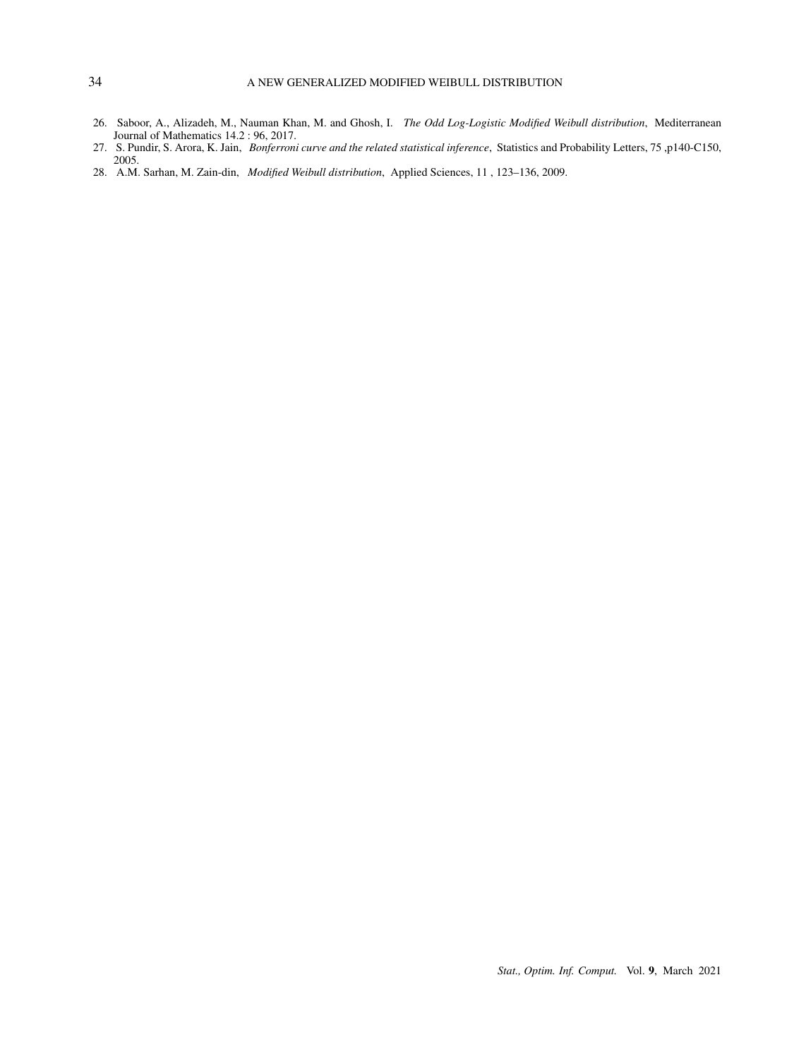26. Saboor, A., Alizadeh, M., Nauman Khan, M. and Ghosh, I. *The Odd Log-Logistic Modified Weibull distribution*, Mediterranean Journal of Mathematics 14.2 : 96, 2017.
27. S. Pundir, S. Arora, K. Jain, *Bonferroni curve and the related statistical inference*, Statistics and Probability Letters, 75 ,p140-C150, 2005.
28. A.M. Sarhan, M. Zain-din, *Modified Weibull distribution*, Applied Sciences, 11 , 123–136, 2009.